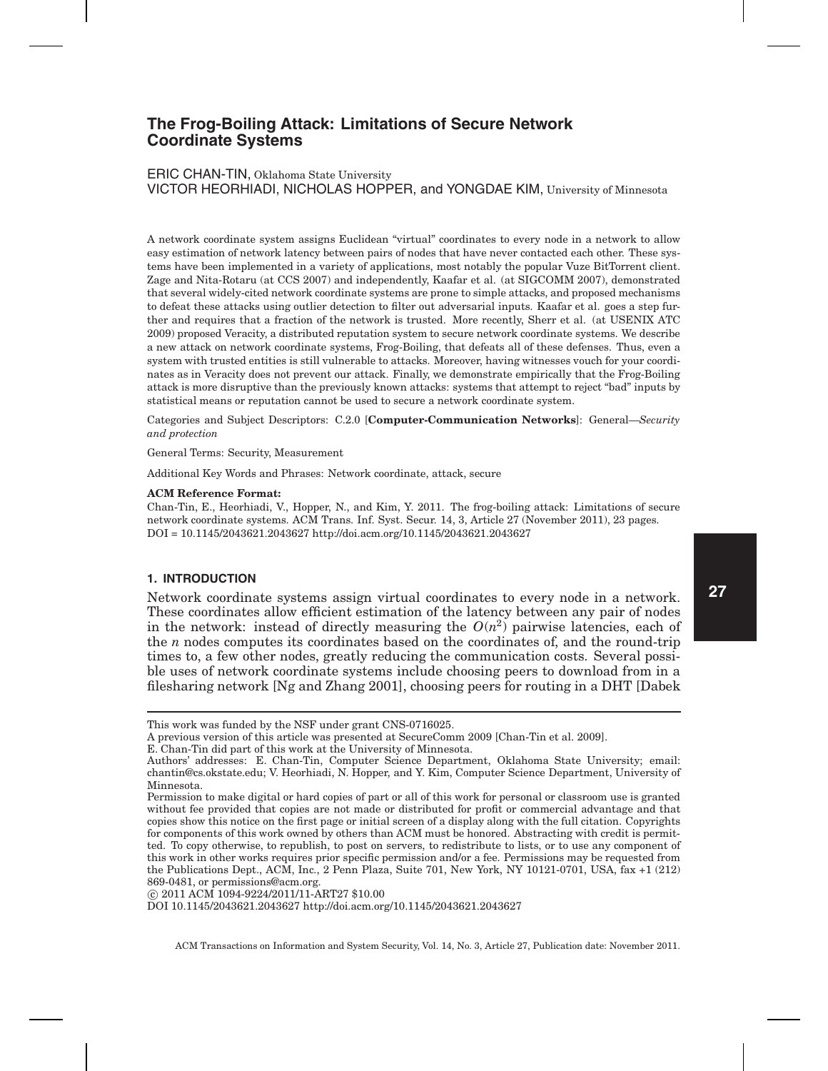# The Frog-Boiling Attack: Limitations of Secure Network Coordinate Systems

ERIC CHAN-TIN, Oklahoma State University
VICTOR HEORHIADI, NICHOLAS HOPPER, and YONGDAE KIM, University of Minnesota

A network coordinate system assigns Euclidean "virtual" coordinates to every node in a network to allow easy estimation of network latency between pairs of nodes that have never contacted each other. These systems have been implemented in a variety of applications, most notably the popular Vuze BitTorrent client. Zage and Nita-Rotaru (at CCS 2007) and independently, Kaafar et al. (at SIGCOMM 2007), demonstrated that several widely-cited network coordinate systems are prone to simple attacks, and proposed mechanisms to defeat these attacks using outlier detection to filter out adversarial inputs. Kaafar et al. goes a step further and requires that a fraction of the network is trusted. More recently, Sherr et al. (at USENIX ATC 2009) proposed Veracity, a distributed reputation system to secure network coordinate systems. We describe a new attack on network coordinate systems, Frog-Boiling, that defeats all of these defenses. Thus, even a system with trusted entities is still vulnerable to attacks. Moreover, having witnesses vouch for your coordinates as in Veracity does not prevent our attack. Finally, we demonstrate empirically that the Frog-Boiling attack is more disruptive than the previously known attacks: systems that attempt to reject "bad" inputs by statistical means or reputation cannot be used to secure a network coordinate system.

Categories and Subject Descriptors: C.2.0 [**Computer-Communication Networks**]: General—*Security and protection*

General Terms: Security, Measurement

Additional Key Words and Phrases: Network coordinate, attack, secure

**ACM Reference Format:**
Chan-Tin, E., Heorhiadi, V., Hopper, N., and Kim, Y. 2011. The frog-boiling attack: Limitations of secure network coordinate systems. ACM Trans. Inf. Syst. Secur. 14, 3, Article 27 (November 2011), 23 pages.
DOI = 10.1145/2043621.2043627 http://doi.acm.org/10.1145/2043621.2043627

## 1. INTRODUCTION

Network coordinate systems assign virtual coordinates to every node in a network. These coordinates allow efficient estimation of the latency between any pair of nodes in the network: instead of directly measuring the $O(n^2)$ pairwise latencies, each of the $n$ nodes computes its coordinates based on the coordinates of, and the round-trip times to, a few other nodes, greatly reducing the communication costs. Several possible uses of network coordinate systems include choosing peers to download from in a filesharing network [Ng and Zhang 2001], choosing peers for routing in a DHT [Dabek

---

This work was funded by the NSF under grant CNS-0716025.
A previous version of this article was presented at SecureComm 2009 [Chan-Tin et al. 2009].
E. Chan-Tin did part of this work at the University of Minnesota.
Authors' addresses: E. Chan-Tin, Computer Science Department, Oklahoma State University; email: chantin@cs.okstate.edu; V. Heorhiadi, N. Hopper, and Y. Kim, Computer Science Department, University of Minnesota.
Permission to make digital or hard copies of part or all of this work for personal or classroom use is granted without fee provided that copies are not made or distributed for profit or commercial advantage and that copies show this notice on the first page or initial screen of a display along with the full citation. Copyrights for components of this work owned by others than ACM must be honored. Abstracting with credit is permitted. To copy otherwise, to republish, to post on servers, to redistribute to lists, or to use any component of this work in other works requires prior specific permission and/or a fee. Permissions may be requested from the Publications Dept., ACM, Inc., 2 Penn Plaza, Suite 701, New York, NY 10121-0701, USA, fax +1 (212) 869-0481, or permissions@acm.org.
© 2011 ACM 1094-9224/2011/11-ART27 $10.00
DOI 10.1145/2043621.2043627 http://doi.acm.org/10.1145/2043621.2043627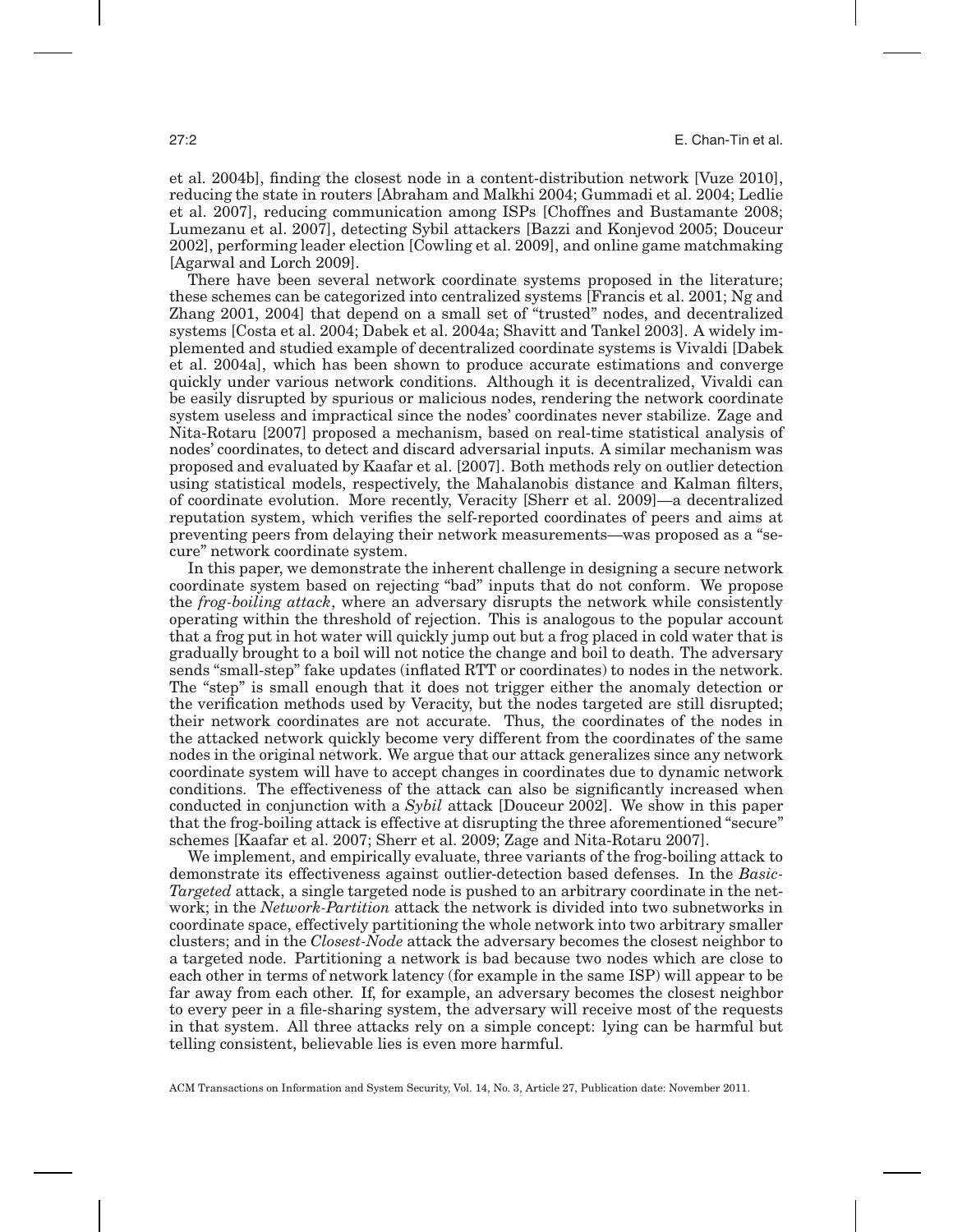et al. 2004b], finding the closest node in a content-distribution network [Vuze 2010], reducing the state in routers [Abraham and Malkhi 2004; Gummadi et al. 2004; Ledlie et al. 2007], reducing communication among ISPs [Choffnes and Bustamante 2008; Lumezanu et al. 2007], detecting Sybil attackers [Bazzi and Konjevod 2005; Douceur 2002], performing leader election [Cowling et al. 2009], and online game matchmaking [Agarwal and Lorch 2009].

There have been several network coordinate systems proposed in the literature; these schemes can be categorized into centralized systems [Francis et al. 2001; Ng and Zhang 2001, 2004] that depend on a small set of "trusted" nodes, and decentralized systems [Costa et al. 2004; Dabek et al. 2004a; Shavitt and Tankel 2003]. A widely implemented and studied example of decentralized coordinate systems is Vivaldi [Dabek et al. 2004a], which has been shown to produce accurate estimations and converge quickly under various network conditions. Although it is decentralized, Vivaldi can be easily disrupted by spurious or malicious nodes, rendering the network coordinate system useless and impractical since the nodes' coordinates never stabilize. Zage and Nita-Rotaru [2007] proposed a mechanism, based on real-time statistical analysis of nodes' coordinates, to detect and discard adversarial inputs. A similar mechanism was proposed and evaluated by Kaafar et al. [2007]. Both methods rely on outlier detection using statistical models, respectively, the Mahalanobis distance and Kalman filters, of coordinate evolution. More recently, Veracity [Sherr et al. 2009]—a decentralized reputation system, which verifies the self-reported coordinates of peers and aims at preventing peers from delaying their network measurements—was proposed as a "secure" network coordinate system.

In this paper, we demonstrate the inherent challenge in designing a secure network coordinate system based on rejecting "bad" inputs that do not conform. We propose the *frog-boiling attack*, where an adversary disrupts the network while consistently operating within the threshold of rejection. This is analogous to the popular account that a frog put in hot water will quickly jump out but a frog placed in cold water that is gradually brought to a boil will not notice the change and boil to death. The adversary sends "small-step" fake updates (inflated RTT or coordinates) to nodes in the network. The "step" is small enough that it does not trigger either the anomaly detection or the verification methods used by Veracity, but the nodes targeted are still disrupted; their network coordinates are not accurate. Thus, the coordinates of the nodes in the attacked network quickly become very different from the coordinates of the same nodes in the original network. We argue that our attack generalizes since any network coordinate system will have to accept changes in coordinates due to dynamic network conditions. The effectiveness of the attack can also be significantly increased when conducted in conjunction with a *Sybil* attack [Douceur 2002]. We show in this paper that the frog-boiling attack is effective at disrupting the three aforementioned "secure" schemes [Kaafar et al. 2007; Sherr et al. 2009; Zage and Nita-Rotaru 2007].

We implement, and empirically evaluate, three variants of the frog-boiling attack to demonstrate its effectiveness against outlier-detection based defenses. In the *Basic-Targeted* attack, a single targeted node is pushed to an arbitrary coordinate in the network; in the *Network-Partition* attack the network is divided into two subnetworks in coordinate space, effectively partitioning the whole network into two arbitrary smaller clusters; and in the *Closest-Node* attack the adversary becomes the closest neighbor to a targeted node. Partitioning a network is bad because two nodes which are close to each other in terms of network latency (for example in the same ISP) will appear to be far away from each other. If, for example, an adversary becomes the closest neighbor to every peer in a file-sharing system, the adversary will receive most of the requests in that system. All three attacks rely on a simple concept: lying can be harmful but telling consistent, believable lies is even more harmful.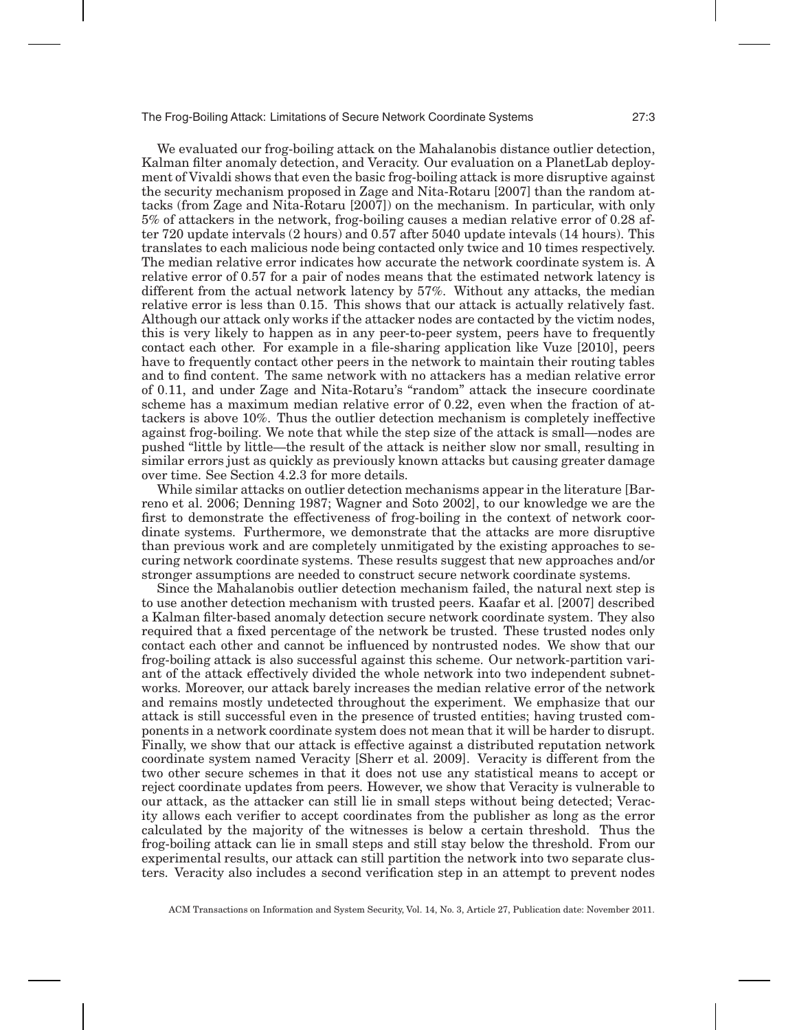We evaluated our frog-boiling attack on the Mahalanobis distance outlier detection, Kalman filter anomaly detection, and Veracity. Our evaluation on a PlanetLab deployment of Vivaldi shows that even the basic frog-boiling attack is more disruptive against the security mechanism proposed in Zage and Nita-Rotaru [2007] than the random attacks (from Zage and Nita-Rotaru [2007]) on the mechanism. In particular, with only 5% of attackers in the network, frog-boiling causes a median relative error of 0.28 after 720 update intervals (2 hours) and 0.57 after 5040 update intevals (14 hours). This translates to each malicious node being contacted only twice and 10 times respectively. The median relative error indicates how accurate the network coordinate system is. A relative error of 0.57 for a pair of nodes means that the estimated network latency is different from the actual network latency by 57%. Without any attacks, the median relative error is less than 0.15. This shows that our attack is actually relatively fast. Although our attack only works if the attacker nodes are contacted by the victim nodes, this is very likely to happen as in any peer-to-peer system, peers have to frequently contact each other. For example in a file-sharing application like Vuze [2010], peers have to frequently contact other peers in the network to maintain their routing tables and to find content. The same network with no attackers has a median relative error of 0.11, and under Zage and Nita-Rotaru's "random" attack the insecure coordinate scheme has a maximum median relative error of 0.22, even when the fraction of attackers is above 10%. Thus the outlier detection mechanism is completely ineffective against frog-boiling. We note that while the step size of the attack is small—nodes are pushed "little by little—the result of the attack is neither slow nor small, resulting in similar errors just as quickly as previously known attacks but causing greater damage over time. See Section 4.2.3 for more details.

While similar attacks on outlier detection mechanisms appear in the literature [Barreno et al. 2006; Denning 1987; Wagner and Soto 2002], to our knowledge we are the first to demonstrate the effectiveness of frog-boiling in the context of network coordinate systems. Furthermore, we demonstrate that the attacks are more disruptive than previous work and are completely unmitigated by the existing approaches to securing network coordinate systems. These results suggest that new approaches and/or stronger assumptions are needed to construct secure network coordinate systems.

Since the Mahalanobis outlier detection mechanism failed, the natural next step is to use another detection mechanism with trusted peers. Kaafar et al. [2007] described a Kalman filter-based anomaly detection secure network coordinate system. They also required that a fixed percentage of the network be trusted. These trusted nodes only contact each other and cannot be influenced by nontrusted nodes. We show that our frog-boiling attack is also successful against this scheme. Our network-partition variant of the attack effectively divided the whole network into two independent subnetworks. Moreover, our attack barely increases the median relative error of the network and remains mostly undetected throughout the experiment. We emphasize that our attack is still successful even in the presence of trusted entities; having trusted components in a network coordinate system does not mean that it will be harder to disrupt. Finally, we show that our attack is effective against a distributed reputation network coordinate system named Veracity [Sherr et al. 2009]. Veracity is different from the two other secure schemes in that it does not use any statistical means to accept or reject coordinate updates from peers. However, we show that Veracity is vulnerable to our attack, as the attacker can still lie in small steps without being detected; Veracity allows each verifier to accept coordinates from the publisher as long as the error calculated by the majority of the witnesses is below a certain threshold. Thus the frog-boiling attack can lie in small steps and still stay below the threshold. From our experimental results, our attack can still partition the network into two separate clusters. Veracity also includes a second verification step in an attempt to prevent nodes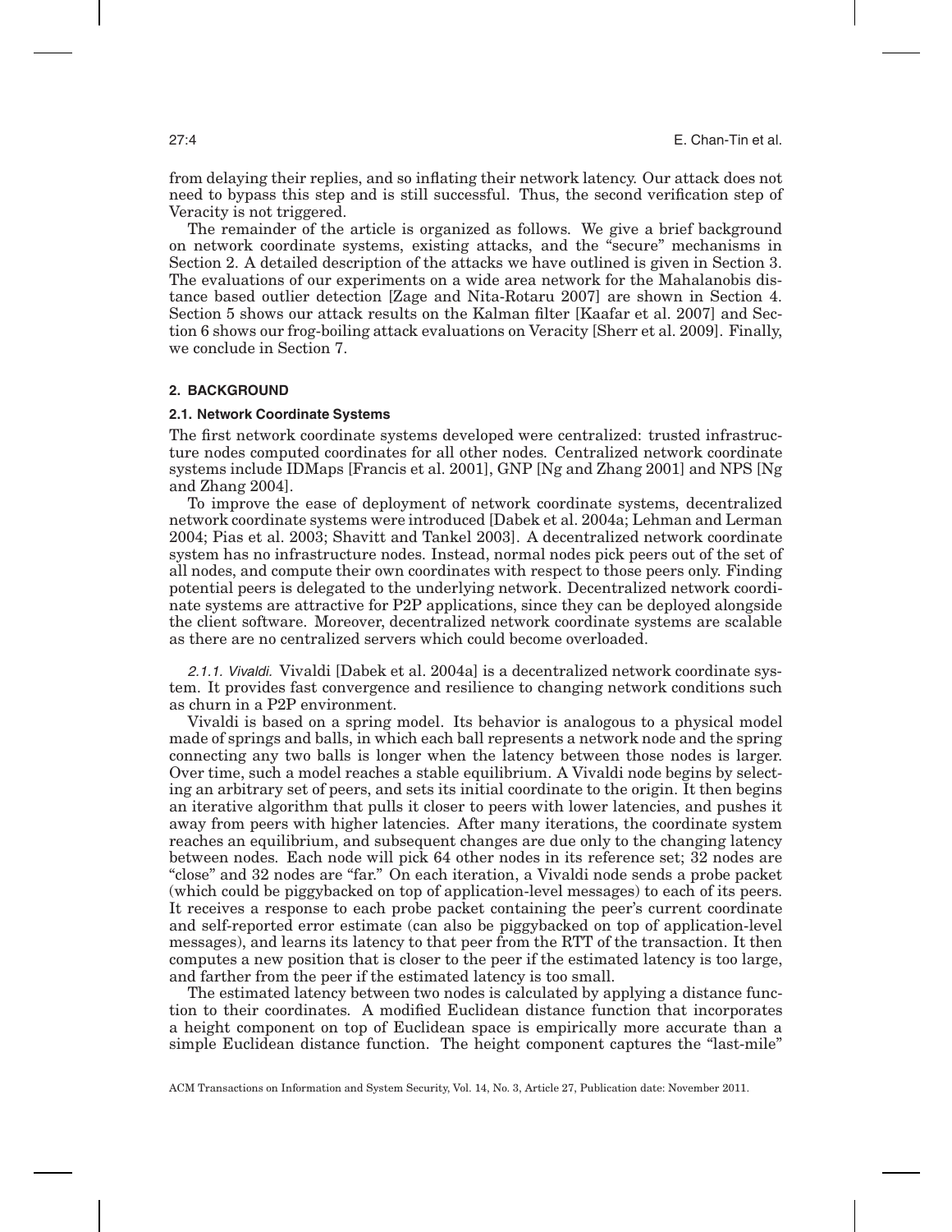from delaying their replies, and so inflating their network latency. Our attack does not need to bypass this step and is still successful. Thus, the second verification step of Veracity is not triggered.

The remainder of the article is organized as follows. We give a brief background on network coordinate systems, existing attacks, and the "secure" mechanisms in Section 2. A detailed description of the attacks we have outlined is given in Section 3. The evaluations of our experiments on a wide area network for the Mahalanobis distance based outlier detection [Zage and Nita-Rotaru 2007] are shown in Section 4. Section 5 shows our attack results on the Kalman filter [Kaafar et al. 2007] and Section 6 shows our frog-boiling attack evaluations on Veracity [Sherr et al. 2009]. Finally, we conclude in Section 7.

## 2. BACKGROUND

### 2.1. Network Coordinate Systems

The first network coordinate systems developed were centralized: trusted infrastructure nodes computed coordinates for all other nodes. Centralized network coordinate systems include IDMaps [Francis et al. 2001], GNP [Ng and Zhang 2001] and NPS [Ng and Zhang 2004].

To improve the ease of deployment of network coordinate systems, decentralized network coordinate systems were introduced [Dabek et al. 2004a; Lehman and Lerman 2004; Pias et al. 2003; Shavitt and Tankel 2003]. A decentralized network coordinate system has no infrastructure nodes. Instead, normal nodes pick peers out of the set of all nodes, and compute their own coordinates with respect to those peers only. Finding potential peers is delegated to the underlying network. Decentralized network coordinate systems are attractive for P2P applications, since they can be deployed alongside the client software. Moreover, decentralized network coordinate systems are scalable as there are no centralized servers which could become overloaded.

*2.1.1. Vivaldi.* Vivaldi [Dabek et al. 2004a] is a decentralized network coordinate system. It provides fast convergence and resilience to changing network conditions such as churn in a P2P environment.

Vivaldi is based on a spring model. Its behavior is analogous to a physical model made of springs and balls, in which each ball represents a network node and the spring connecting any two balls is longer when the latency between those nodes is larger. Over time, such a model reaches a stable equilibrium. A Vivaldi node begins by selecting an arbitrary set of peers, and sets its initial coordinate to the origin. It then begins an iterative algorithm that pulls it closer to peers with lower latencies, and pushes it away from peers with higher latencies. After many iterations, the coordinate system reaches an equilibrium, and subsequent changes are due only to the changing latency between nodes. Each node will pick 64 other nodes in its reference set; 32 nodes are "close" and 32 nodes are "far." On each iteration, a Vivaldi node sends a probe packet (which could be piggybacked on top of application-level messages) to each of its peers. It receives a response to each probe packet containing the peer's current coordinate and self-reported error estimate (can also be piggybacked on top of application-level messages), and learns its latency to that peer from the RTT of the transaction. It then computes a new position that is closer to the peer if the estimated latency is too large, and farther from the peer if the estimated latency is too small.

The estimated latency between two nodes is calculated by applying a distance function to their coordinates. A modified Euclidean distance function that incorporates a height component on top of Euclidean space is empirically more accurate than a simple Euclidean distance function. The height component captures the "last-mile"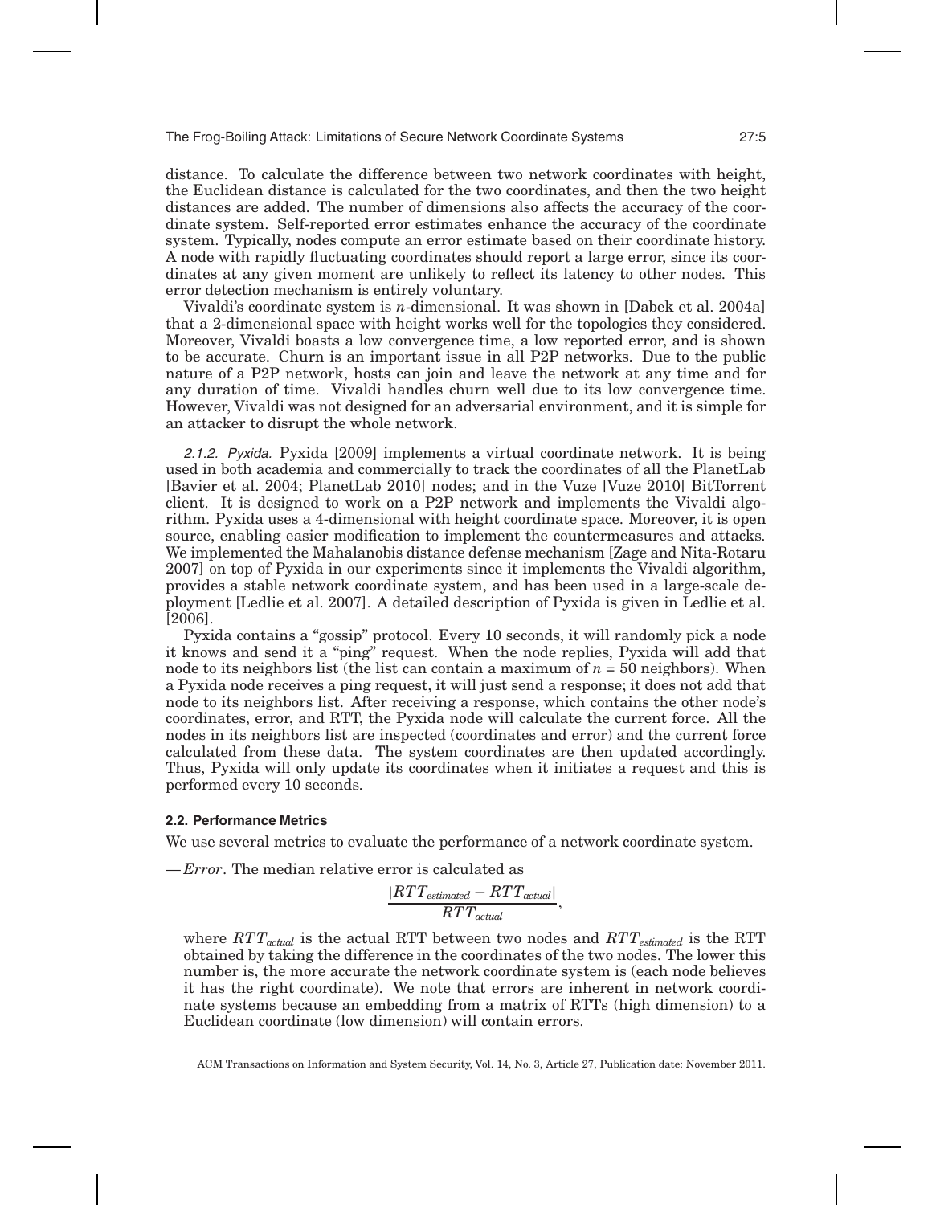distance. To calculate the difference between two network coordinates with height, the Euclidean distance is calculated for the two coordinates, and then the two height distances are added. The number of dimensions also affects the accuracy of the coordinate system. Self-reported error estimates enhance the accuracy of the coordinate system. Typically, nodes compute an error estimate based on their coordinate history. A node with rapidly fluctuating coordinates should report a large error, since its coordinates at any given moment are unlikely to reflect its latency to other nodes. This error detection mechanism is entirely voluntary.

Vivaldi's coordinate system is $n$-dimensional. It was shown in [Dabek et al. 2004a] that a 2-dimensional space with height works well for the topologies they considered. Moreover, Vivaldi boasts a low convergence time, a low reported error, and is shown to be accurate. Churn is an important issue in all P2P networks. Due to the public nature of a P2P network, hosts can join and leave the network at any time and for any duration of time. Vivaldi handles churn well due to its low convergence time. However, Vivaldi was not designed for an adversarial environment, and it is simple for an attacker to disrupt the whole network.

*2.1.2. Pyxida.* Pyxida [2009] implements a virtual coordinate network. It is being used in both academia and commercially to track the coordinates of all the PlanetLab [Bavier et al. 2004; PlanetLab 2010] nodes; and in the Vuze [Vuze 2010] BitTorrent client. It is designed to work on a P2P network and implements the Vivaldi algorithm. Pyxida uses a 4-dimensional with height coordinate space. Moreover, it is open source, enabling easier modification to implement the countermeasures and attacks. We implemented the Mahalanobis distance defense mechanism [Zage and Nita-Rotaru 2007] on top of Pyxida in our experiments since it implements the Vivaldi algorithm, provides a stable network coordinate system, and has been used in a large-scale deployment [Ledlie et al. 2007]. A detailed description of Pyxida is given in Ledlie et al. [2006].

Pyxida contains a "gossip" protocol. Every 10 seconds, it will randomly pick a node it knows and send it a "ping" request. When the node replies, Pyxida will add that node to its neighbors list (the list can contain a maximum of $n = 50$ neighbors). When a Pyxida node receives a ping request, it will just send a response; it does not add that node to its neighbors list. After receiving a response, which contains the other node's coordinates, error, and RTT, the Pyxida node will calculate the current force. All the nodes in its neighbors list are inspected (coordinates and error) and the current force calculated from these data. The system coordinates are then updated accordingly. Thus, Pyxida will only update its coordinates when it initiates a request and this is performed every 10 seconds.

### 2.2. Performance Metrics

We use several metrics to evaluate the performance of a network coordinate system.

— *Error*. The median relative error is calculated as

$$\frac{|RTT_{estimated} - RTT_{actual}|}{RTT_{actual}},$$

where $RTT_{actual}$ is the actual RTT between two nodes and $RTT_{estimated}$ is the RTT obtained by taking the difference in the coordinates of the two nodes. The lower this number is, the more accurate the network coordinate system is (each node believes it has the right coordinate). We note that errors are inherent in network coordinate systems because an embedding from a matrix of RTTs (high dimension) to a Euclidean coordinate (low dimension) will contain errors.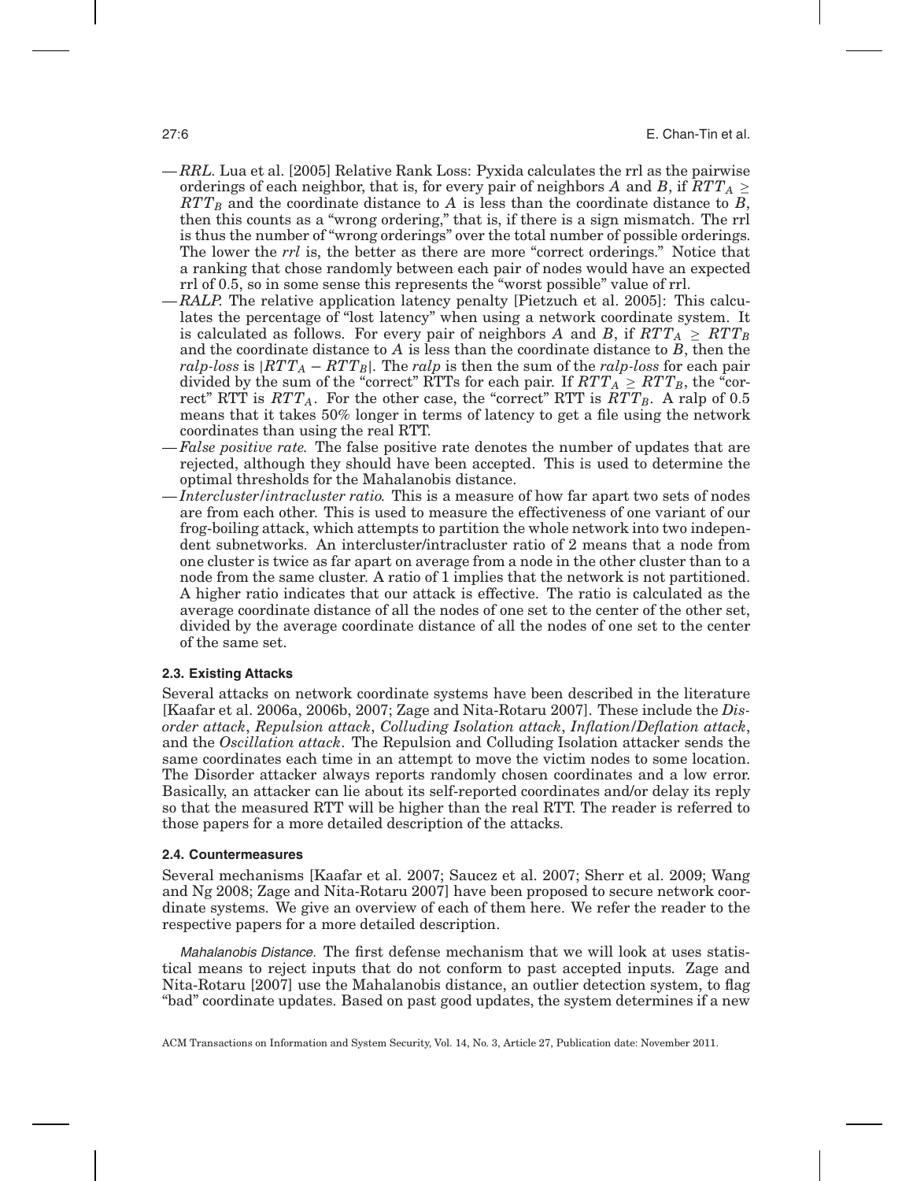- —*RRL*. Lua et al. [2005] Relative Rank Loss: Pyxida calculates the rrl as the pairwise orderings of each neighbor, that is, for every pair of neighbors $A$ and $B$, if $RTT_A \geq RTT_B$ and the coordinate distance to $A$ is less than the coordinate distance to $B$, then this counts as a "wrong ordering," that is, if there is a sign mismatch. The rrl is thus the number of "wrong orderings" over the total number of possible orderings. The lower the *rrl* is, the better as there are more "correct orderings." Notice that a ranking that chose randomly between each pair of nodes would have an expected rrl of 0.5, so in some sense this represents the "worst possible" value of rrl.
- —*RALP*. The relative application latency penalty [Pietzuch et al. 2005]: This calculates the percentage of "lost latency" when using a network coordinate system. It is calculated as follows. For every pair of neighbors $A$ and $B$, if $RTT_A \geq RTT_B$ and the coordinate distance to $A$ is less than the coordinate distance to $B$, then the *ralp-loss* is $|RTT_A - RTT_B|$. The *ralp* is then the sum of the *ralp-loss* for each pair divided by the sum of the "correct" RTTs for each pair. If $RTT_A \geq RTT_B$, the "correct" RTT is $RTT_A$. For the other case, the "correct" RTT is $RTT_B$. A ralp of 0.5 means that it takes 50% longer in terms of latency to get a file using the network coordinates than using the real RTT.
- —*False positive rate*. The false positive rate denotes the number of updates that are rejected, although they should have been accepted. This is used to determine the optimal thresholds for the Mahalanobis distance.
- —*Intercluster/intracluster ratio*. This is a measure of how far apart two sets of nodes are from each other. This is used to measure the effectiveness of one variant of our frog-boiling attack, which attempts to partition the whole network into two independent subnetworks. An intercluster/intracluster ratio of 2 means that a node from one cluster is twice as far apart on average from a node in the other cluster than to a node from the same cluster. A ratio of 1 implies that the network is not partitioned. A higher ratio indicates that our attack is effective. The ratio is calculated as the average coordinate distance of all the nodes of one set to the center of the other set, divided by the average coordinate distance of all the nodes of one set to the center of the same set.

### 2.3. Existing Attacks

Several attacks on network coordinate systems have been described in the literature [Kaafar et al. 2006a, 2006b, 2007; Zage and Nita-Rotaru 2007]. These include the *Disorder attack*, *Repulsion attack*, *Colluding Isolation attack*, *Inflation/Deflation attack*, and the *Oscillation attack*. The Repulsion and Colluding Isolation attacker sends the same coordinates each time in an attempt to move the victim nodes to some location. The Disorder attacker always reports randomly chosen coordinates and a low error. Basically, an attacker can lie about its self-reported coordinates and/or delay its reply so that the measured RTT will be higher than the real RTT. The reader is referred to those papers for a more detailed description of the attacks.

### 2.4. Countermeasures

Several mechanisms [Kaafar et al. 2007; Saucez et al. 2007; Sherr et al. 2009; Wang and Ng 2008; Zage and Nita-Rotaru 2007] have been proposed to secure network coordinate systems. We give an overview of each of them here. We refer the reader to the respective papers for a more detailed description.

*Mahalanobis Distance.* The first defense mechanism that we will look at uses statistical means to reject inputs that do not conform to past accepted inputs. Zage and Nita-Rotaru [2007] use the Mahalanobis distance, an outlier detection system, to flag "bad" coordinate updates. Based on past good updates, the system determines if a new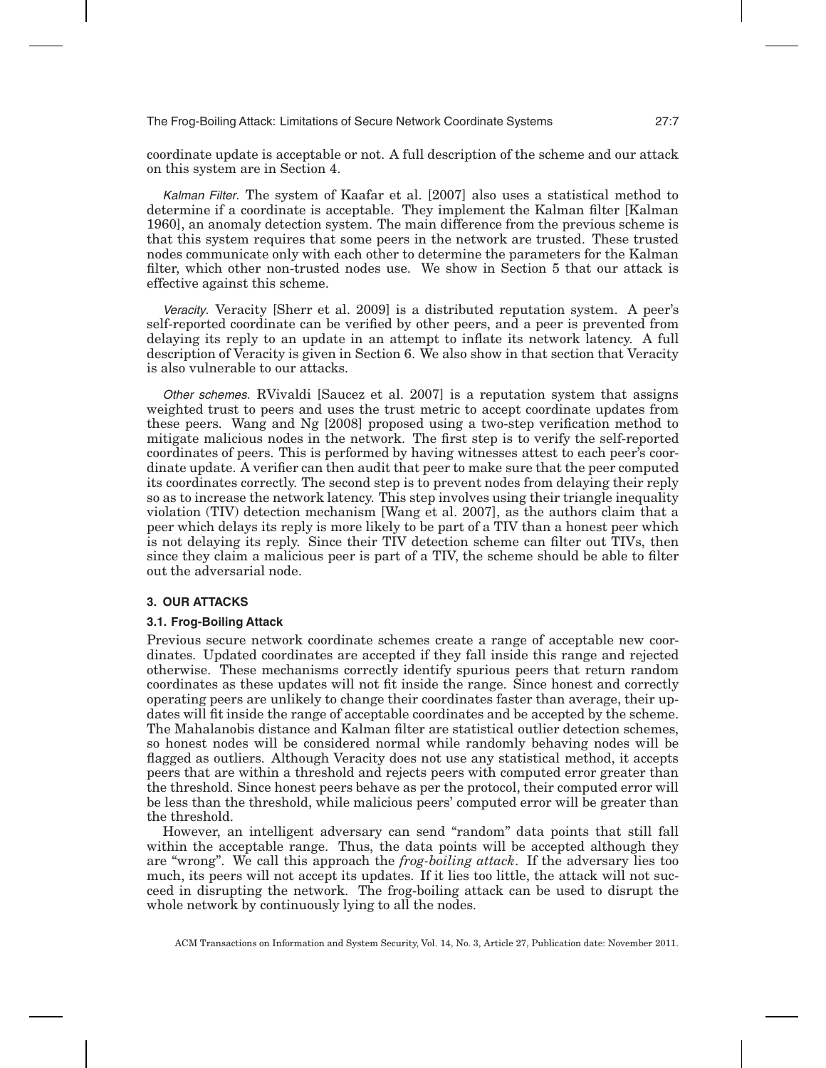coordinate update is acceptable or not. A full description of the scheme and our attack on this system are in Section 4.

*Kalman Filter.* The system of Kaafar et al. [2007] also uses a statistical method to determine if a coordinate is acceptable. They implement the Kalman filter [Kalman 1960], an anomaly detection system. The main difference from the previous scheme is that this system requires that some peers in the network are trusted. These trusted nodes communicate only with each other to determine the parameters for the Kalman filter, which other non-trusted nodes use. We show in Section 5 that our attack is effective against this scheme.

*Veracity.* Veracity [Sherr et al. 2009] is a distributed reputation system. A peer's self-reported coordinate can be verified by other peers, and a peer is prevented from delaying its reply to an update in an attempt to inflate its network latency. A full description of Veracity is given in Section 6. We also show in that section that Veracity is also vulnerable to our attacks.

*Other schemes.* RVivaldi [Saucez et al. 2007] is a reputation system that assigns weighted trust to peers and uses the trust metric to accept coordinate updates from these peers. Wang and Ng [2008] proposed using a two-step verification method to mitigate malicious nodes in the network. The first step is to verify the self-reported coordinates of peers. This is performed by having witnesses attest to each peer's coordinate update. A verifier can then audit that peer to make sure that the peer computed its coordinates correctly. The second step is to prevent nodes from delaying their reply so as to increase the network latency. This step involves using their triangle inequality violation (TIV) detection mechanism [Wang et al. 2007], as the authors claim that a peer which delays its reply is more likely to be part of a TIV than a honest peer which is not delaying its reply. Since their TIV detection scheme can filter out TIVs, then since they claim a malicious peer is part of a TIV, the scheme should be able to filter out the adversarial node.

## 3. OUR ATTACKS

### 3.1. Frog-Boiling Attack

Previous secure network coordinate schemes create a range of acceptable new coordinates. Updated coordinates are accepted if they fall inside this range and rejected otherwise. These mechanisms correctly identify spurious peers that return random coordinates as these updates will not fit inside the range. Since honest and correctly operating peers are unlikely to change their coordinates faster than average, their updates will fit inside the range of acceptable coordinates and be accepted by the scheme. The Mahalanobis distance and Kalman filter are statistical outlier detection schemes, so honest nodes will be considered normal while randomly behaving nodes will be flagged as outliers. Although Veracity does not use any statistical method, it accepts peers that are within a threshold and rejects peers with computed error greater than the threshold. Since honest peers behave as per the protocol, their computed error will be less than the threshold, while malicious peers' computed error will be greater than the threshold.

However, an intelligent adversary can send "random" data points that still fall within the acceptable range. Thus, the data points will be accepted although they are "wrong". We call this approach the *frog-boiling attack*. If the adversary lies too much, its peers will not accept its updates. If it lies too little, the attack will not succeed in disrupting the network. The frog-boiling attack can be used to disrupt the whole network by continuously lying to all the nodes.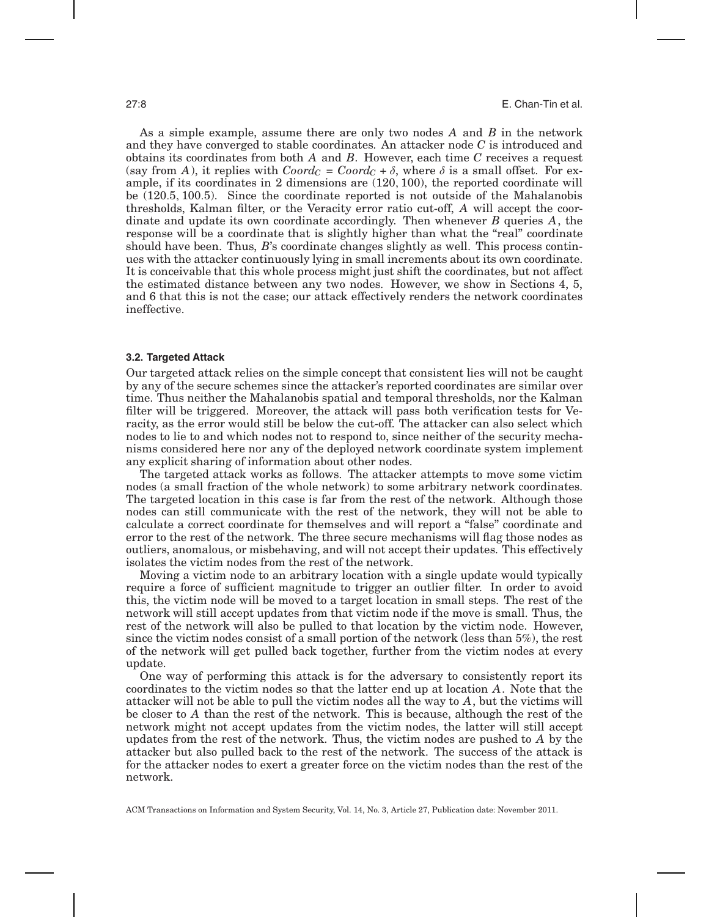As a simple example, assume there are only two nodes $A$ and $B$ in the network and they have converged to stable coordinates. An attacker node $C$ is introduced and obtains its coordinates from both $A$ and $B$. However, each time $C$ receives a request (say from $A$), it replies with $Coord_C = Coord_C + \delta$, where $\delta$ is a small offset. For example, if its coordinates in 2 dimensions are $(120, 100)$, the reported coordinate will be $(120.5, 100.5)$. Since the coordinate reported is not outside of the Mahalanobis thresholds, Kalman filter, or the Veracity error ratio cut-off, $A$ will accept the coordinate and update its own coordinate accordingly. Then whenever $B$ queries $A$, the response will be a coordinate that is slightly higher than what the "real" coordinate should have been. Thus, $B$'s coordinate changes slightly as well. This process continues with the attacker continuously lying in small increments about its own coordinate. It is conceivable that this whole process might just shift the coordinates, but not affect the estimated distance between any two nodes. However, we show in Sections 4, 5, and 6 that this is not the case; our attack effectively renders the network coordinates ineffective.

### 3.2. Targeted Attack

Our targeted attack relies on the simple concept that consistent lies will not be caught by any of the secure schemes since the attacker's reported coordinates are similar over time. Thus neither the Mahalanobis spatial and temporal thresholds, nor the Kalman filter will be triggered. Moreover, the attack will pass both verification tests for Veracity, as the error would still be below the cut-off. The attacker can also select which nodes to lie to and which nodes not to respond to, since neither of the security mechanisms considered here nor any of the deployed network coordinate system implement any explicit sharing of information about other nodes.

The targeted attack works as follows. The attacker attempts to move some victim nodes (a small fraction of the whole network) to some arbitrary network coordinates. The targeted location in this case is far from the rest of the network. Although those nodes can still communicate with the rest of the network, they will not be able to calculate a correct coordinate for themselves and will report a "false" coordinate and error to the rest of the network. The three secure mechanisms will flag those nodes as outliers, anomalous, or misbehaving, and will not accept their updates. This effectively isolates the victim nodes from the rest of the network.

Moving a victim node to an arbitrary location with a single update would typically require a force of sufficient magnitude to trigger an outlier filter. In order to avoid this, the victim node will be moved to a target location in small steps. The rest of the network will still accept updates from that victim node if the move is small. Thus, the rest of the network will also be pulled to that location by the victim node. However, since the victim nodes consist of a small portion of the network (less than 5%), the rest of the network will get pulled back together, further from the victim nodes at every update.

One way of performing this attack is for the adversary to consistently report its coordinates to the victim nodes so that the latter end up at location $A$. Note that the attacker will not be able to pull the victim nodes all the way to $A$, but the victims will be closer to $A$ than the rest of the network. This is because, although the rest of the network might not accept updates from the victim nodes, the latter will still accept updates from the rest of the network. Thus, the victim nodes are pushed to $A$ by the attacker but also pulled back to the rest of the network. The success of the attack is for the attacker nodes to exert a greater force on the victim nodes than the rest of the network.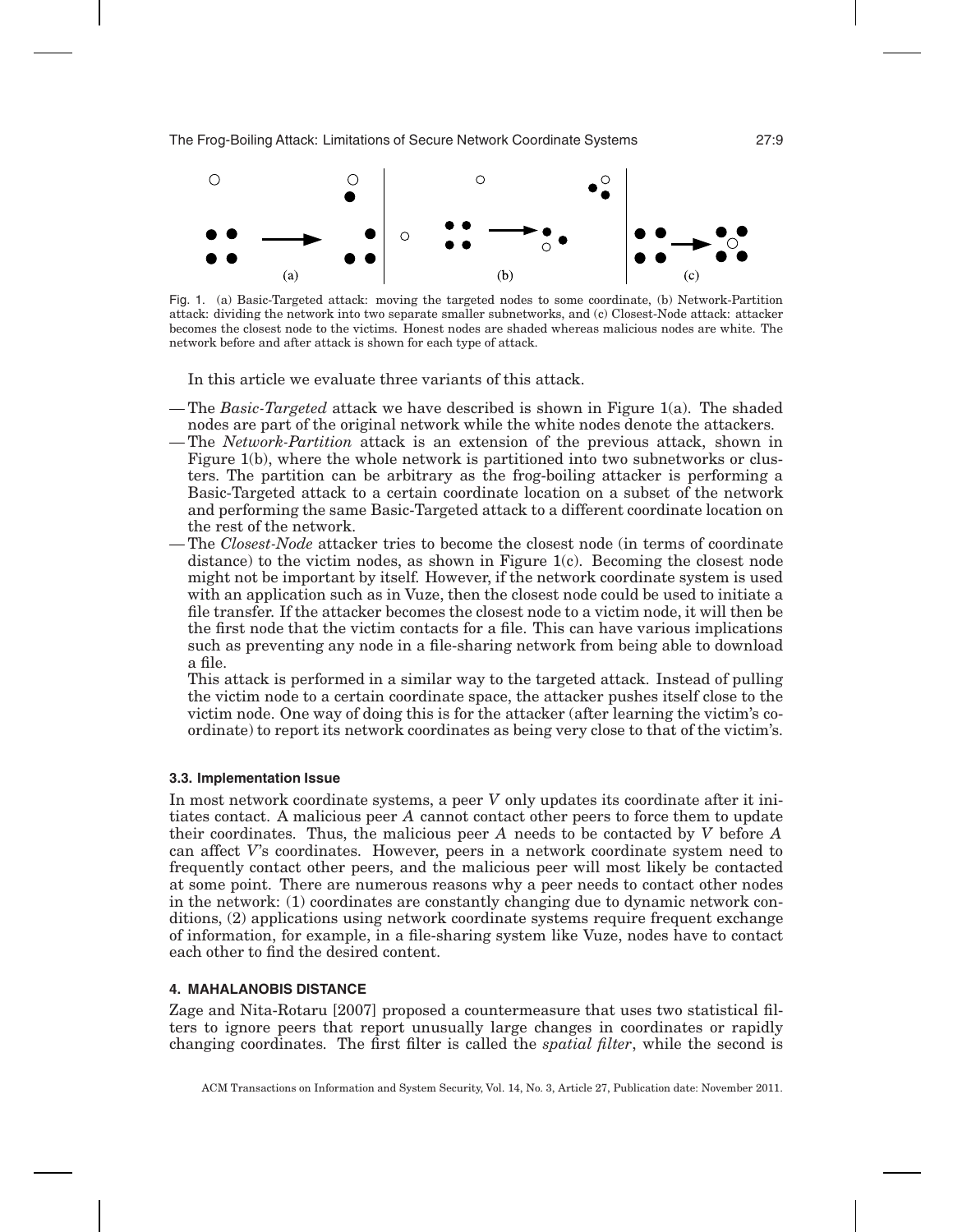(a)

(b)

(c)

Fig. 1. (a) Basic-Targeted attack: moving the targeted nodes to some coordinate, (b) Network-Partition attack: dividing the network into two separate smaller subnetworks, and (c) Closest-Node attack: attacker becomes the closest node to the victims. Honest nodes are shaded whereas malicious nodes are white. The network before and after attack is shown for each type of attack.

In this article we evaluate three variants of this attack.

- The *Basic-Targeted* attack we have described is shown in Figure 1(a). The shaded nodes are part of the original network while the white nodes denote the attackers.
- The *Network-Partition* attack is an extension of the previous attack, shown in Figure 1(b), where the whole network is partitioned into two subnetworks or clusters. The partition can be arbitrary as the frog-boiling attacker is performing a Basic-Targeted attack to a certain coordinate location on a subset of the network and performing the same Basic-Targeted attack to a different coordinate location on the rest of the network.
- The *Closest-Node* attacker tries to become the closest node (in terms of coordinate distance) to the victim nodes, as shown in Figure 1(c). Becoming the closest node might not be important by itself. However, if the network coordinate system is used with an application such as in Vuze, then the closest node could be used to initiate a file transfer. If the attacker becomes the closest node to a victim node, it will then be the first node that the victim contacts for a file. This can have various implications such as preventing any node in a file-sharing network from being able to download a file.

  This attack is performed in a similar way to the targeted attack. Instead of pulling the victim node to a certain coordinate space, the attacker pushes itself close to the victim node. One way of doing this is for the attacker (after learning the victim's coordinate) to report its network coordinates as being very close to that of the victim's.

### 3.3. Implementation Issue

In most network coordinate systems, a peer $V$ only updates its coordinate after it initiates contact. A malicious peer $A$ cannot contact other peers to force them to update their coordinates. Thus, the malicious peer $A$ needs to be contacted by $V$ before $A$ can affect $V$'s coordinates. However, peers in a network coordinate system need to frequently contact other peers, and the malicious peer will most likely be contacted at some point. There are numerous reasons why a peer needs to contact other nodes in the network: (1) coordinates are constantly changing due to dynamic network conditions, (2) applications using network coordinate systems require frequent exchange of information, for example, in a file-sharing system like Vuze, nodes have to contact each other to find the desired content.

## 4. MAHALANOBIS DISTANCE

Zage and Nita-Rotaru [2007] proposed a countermeasure that uses two statistical filters to ignore peers that report unusually large changes in coordinates or rapidly changing coordinates. The first filter is called the *spatial filter*, while the second is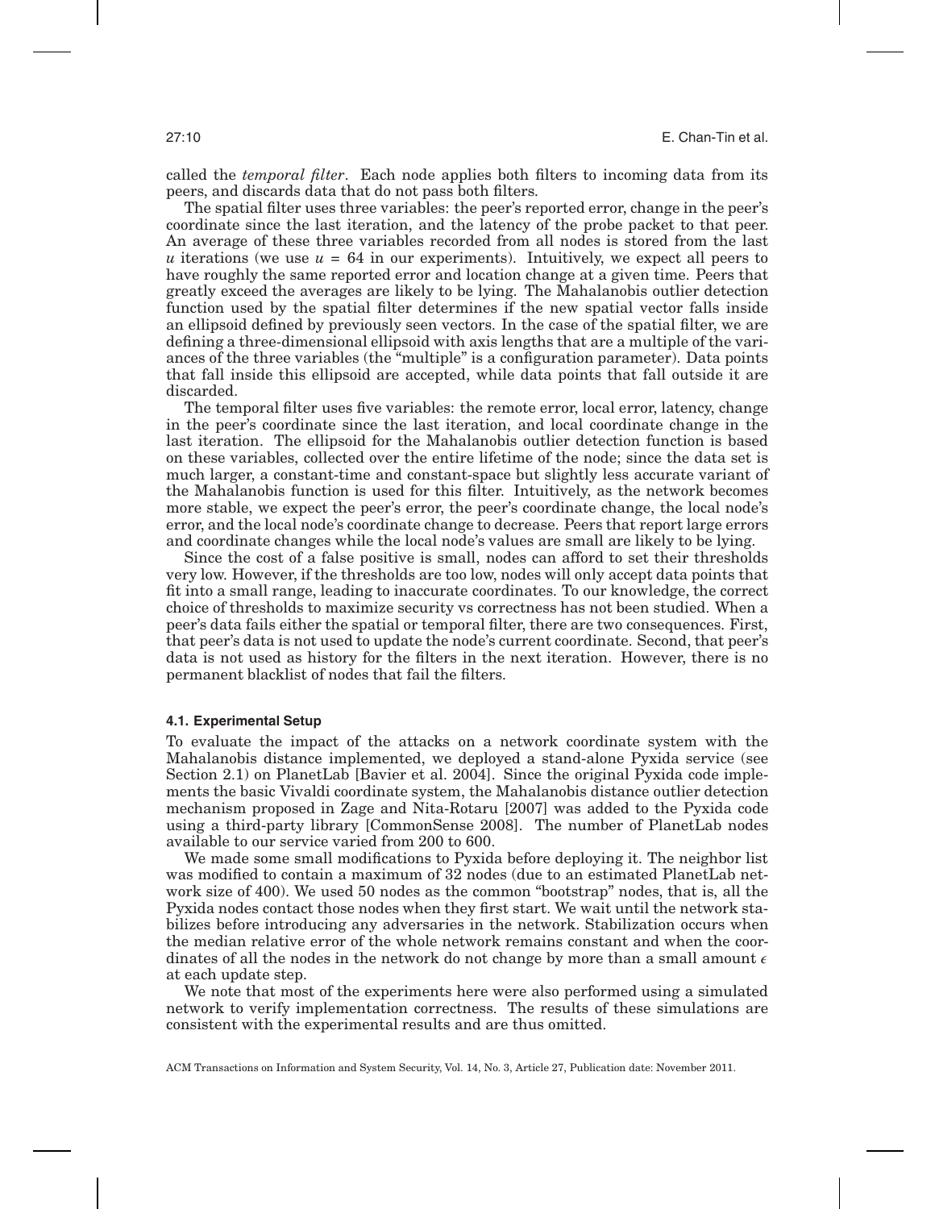called the *temporal filter*. Each node applies both filters to incoming data from its peers, and discards data that do not pass both filters.

The spatial filter uses three variables: the peer's reported error, change in the peer's coordinate since the last iteration, and the latency of the probe packet to that peer. An average of these three variables recorded from all nodes is stored from the last $u$ iterations (we use $u = 64$ in our experiments). Intuitively, we expect all peers to have roughly the same reported error and location change at a given time. Peers that greatly exceed the averages are likely to be lying. The Mahalanobis outlier detection function used by the spatial filter determines if the new spatial vector falls inside an ellipsoid defined by previously seen vectors. In the case of the spatial filter, we are defining a three-dimensional ellipsoid with axis lengths that are a multiple of the variances of the three variables (the "multiple" is a configuration parameter). Data points that fall inside this ellipsoid are accepted, while data points that fall outside it are discarded.

The temporal filter uses five variables: the remote error, local error, latency, change in the peer's coordinate since the last iteration, and local coordinate change in the last iteration. The ellipsoid for the Mahalanobis outlier detection function is based on these variables, collected over the entire lifetime of the node; since the data set is much larger, a constant-time and constant-space but slightly less accurate variant of the Mahalanobis function is used for this filter. Intuitively, as the network becomes more stable, we expect the peer's error, the peer's coordinate change, the local node's error, and the local node's coordinate change to decrease. Peers that report large errors and coordinate changes while the local node's values are small are likely to be lying.

Since the cost of a false positive is small, nodes can afford to set their thresholds very low. However, if the thresholds are too low, nodes will only accept data points that fit into a small range, leading to inaccurate coordinates. To our knowledge, the correct choice of thresholds to maximize security vs correctness has not been studied. When a peer's data fails either the spatial or temporal filter, there are two consequences. First, that peer's data is not used to update the node's current coordinate. Second, that peer's data is not used as history for the filters in the next iteration. However, there is no permanent blacklist of nodes that fail the filters.

### 4.1. Experimental Setup

To evaluate the impact of the attacks on a network coordinate system with the Mahalanobis distance implemented, we deployed a stand-alone Pyxida service (see Section 2.1) on PlanetLab [Bavier et al. 2004]. Since the original Pyxida code implements the basic Vivaldi coordinate system, the Mahalanobis distance outlier detection mechanism proposed in Zage and Nita-Rotaru [2007] was added to the Pyxida code using a third-party library [CommonSense 2008]. The number of PlanetLab nodes available to our service varied from 200 to 600.

We made some small modifications to Pyxida before deploying it. The neighbor list was modified to contain a maximum of 32 nodes (due to an estimated PlanetLab network size of 400). We used 50 nodes as the common "bootstrap" nodes, that is, all the Pyxida nodes contact those nodes when they first start. We wait until the network stabilizes before introducing any adversaries in the network. Stabilization occurs when the median relative error of the whole network remains constant and when the coordinates of all the nodes in the network do not change by more than a small amount $\epsilon$ at each update step.

We note that most of the experiments here were also performed using a simulated network to verify implementation correctness. The results of these simulations are consistent with the experimental results and are thus omitted.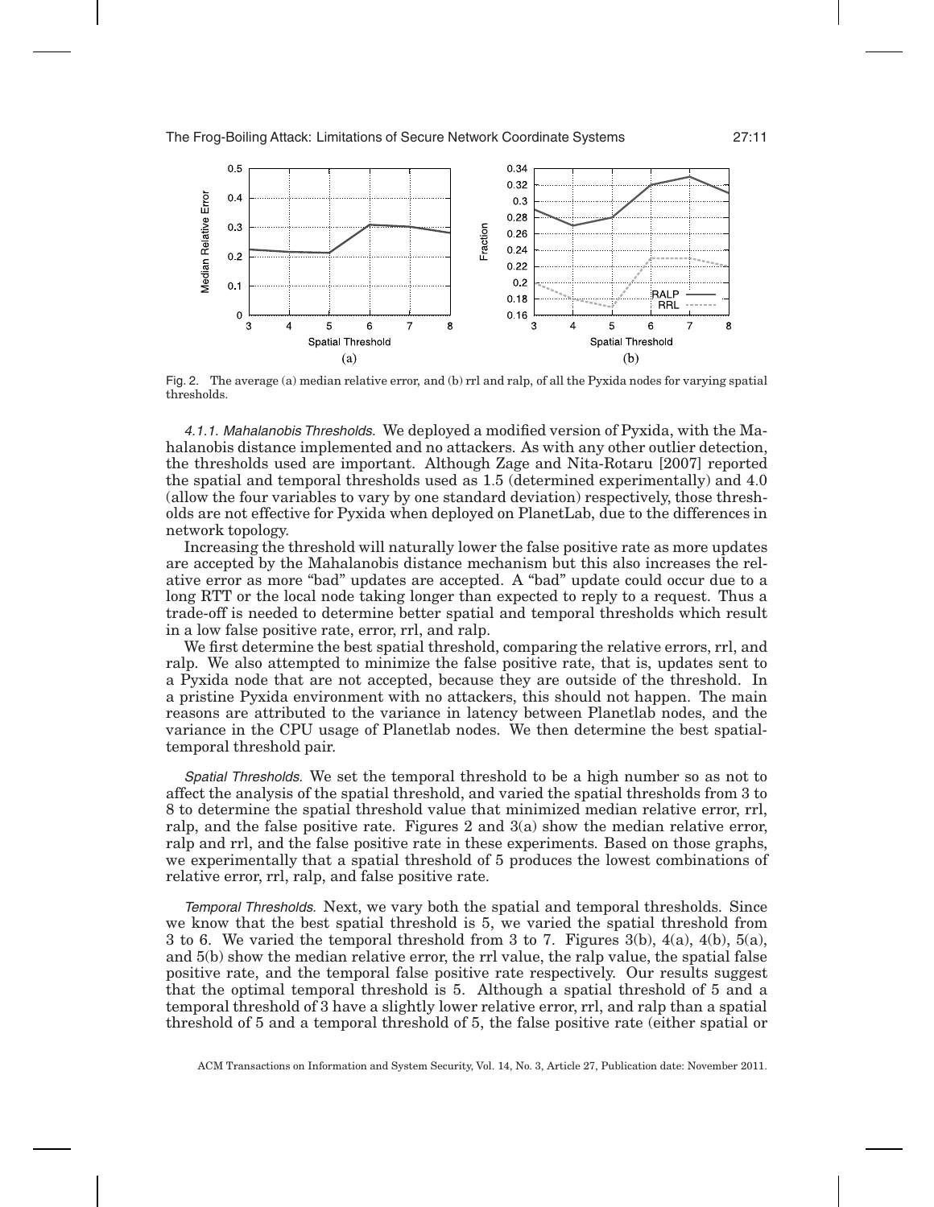0.5
0.4
0.3
0.2
0.1
0
Median Relative Error
3 4 5 6 7 8
Spatial Threshold
(a)

0.34
0.32
0.3
0.28
0.26
0.24
0.22
0.2
0.18
0.16
Fraction
3 4 5 6 7 8
Spatial Threshold
RALP
RRL
(b)

Fig. 2. The average (a) median relative error, and (b) rrl and ralp, of all the Pyxida nodes for varying spatial thresholds.

*4.1.1. Mahalanobis Thresholds.* We deployed a modified version of Pyxida, with the Mahalanobis distance implemented and no attackers. As with any other outlier detection, the thresholds used are important. Although Zage and Nita-Rotaru [2007] reported the spatial and temporal thresholds used as 1.5 (determined experimentally) and 4.0 (allow the four variables to vary by one standard deviation) respectively, those thresholds are not effective for Pyxida when deployed on PlanetLab, due to the differences in network topology.

Increasing the threshold will naturally lower the false positive rate as more updates are accepted by the Mahalanobis distance mechanism but this also increases the relative error as more "bad" updates are accepted. A "bad" update could occur due to a long RTT or the local node taking longer than expected to reply to a request. Thus a trade-off is needed to determine better spatial and temporal thresholds which result in a low false positive rate, error, rrl, and ralp.

We first determine the best spatial threshold, comparing the relative errors, rrl, and ralp. We also attempted to minimize the false positive rate, that is, updates sent to a Pyxida node that are not accepted, because they are outside of the threshold. In a pristine Pyxida environment with no attackers, this should not happen. The main reasons are attributed to the variance in latency between Planetlab nodes, and the variance in the CPU usage of Planetlab nodes. We then determine the best spatial-temporal threshold pair.

*Spatial Thresholds.* We set the temporal threshold to be a high number so as not to affect the analysis of the spatial threshold, and varied the spatial thresholds from 3 to 8 to determine the spatial threshold value that minimized median relative error, rrl, ralp, and the false positive rate. Figures 2 and 3(a) show the median relative error, ralp and rrl, and the false positive rate in these experiments. Based on those graphs, we experimentally that a spatial threshold of 5 produces the lowest combinations of relative error, rrl, ralp, and false positive rate.

*Temporal Thresholds.* Next, we vary both the spatial and temporal thresholds. Since we know that the best spatial threshold is 5, we varied the spatial threshold from 3 to 6. We varied the temporal threshold from 3 to 7. Figures 3(b), 4(a), 4(b), 5(a), and 5(b) show the median relative error, the rrl value, the ralp value, the spatial false positive rate, and the temporal false positive rate respectively. Our results suggest that the optimal temporal threshold is 5. Although a spatial threshold of 5 and a temporal threshold of 3 have a slightly lower relative error, rrl, and ralp than a spatial threshold of 5 and a temporal threshold of 5, the false positive rate (either spatial or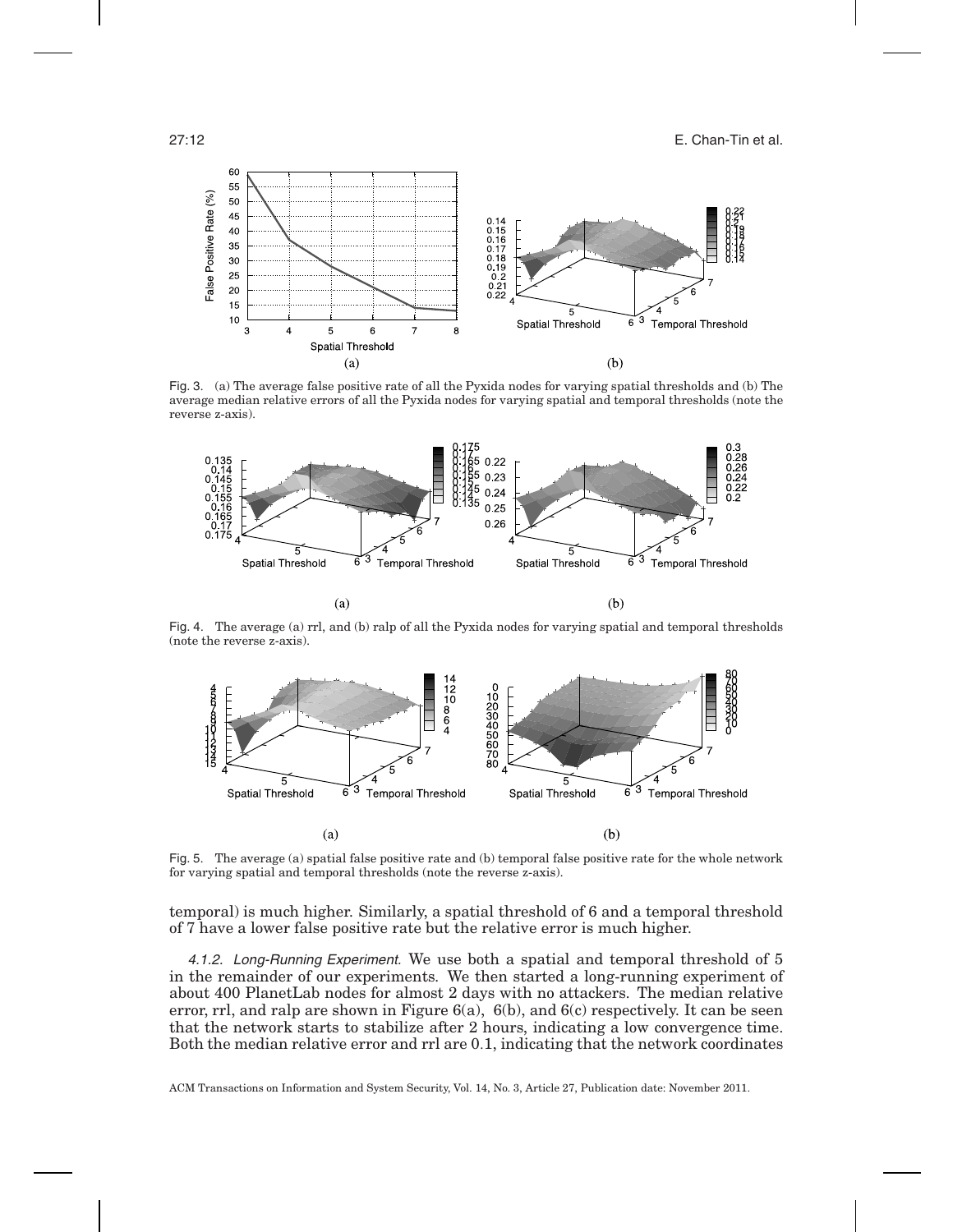Spatial Threshold

False Positive Rate (%)

(a)

Spatial Threshold

Temporal Threshold

(b)

Fig. 3. (a) The average false positive rate of all the Pyxida nodes for varying spatial thresholds and (b) The average median relative errors of all the Pyxida nodes for varying spatial and temporal thresholds (note the reverse z-axis).

Spatial Threshold

Temporal Threshold

(a)

Spatial Threshold

Temporal Threshold

(b)

Fig. 4. The average (a) rrl, and (b) ralp of all the Pyxida nodes for varying spatial and temporal thresholds (note the reverse z-axis).

Spatial Threshold

Temporal Threshold

(a)

Spatial Threshold

Temporal Threshold

(b)

Fig. 5. The average (a) spatial false positive rate and (b) temporal false positive rate for the whole network for varying spatial and temporal thresholds (note the reverse z-axis).

temporal) is much higher. Similarly, a spatial threshold of 6 and a temporal threshold of 7 have a lower false positive rate but the relative error is much higher.

*4.1.2. Long-Running Experiment.* We use both a spatial and temporal threshold of 5 in the remainder of our experiments. We then started a long-running experiment of about 400 PlanetLab nodes for almost 2 days with no attackers. The median relative error, rrl, and ralp are shown in Figure 6(a), 6(b), and 6(c) respectively. It can be seen that the network starts to stabilize after 2 hours, indicating a low convergence time. Both the median relative error and rrl are 0.1, indicating that the network coordinates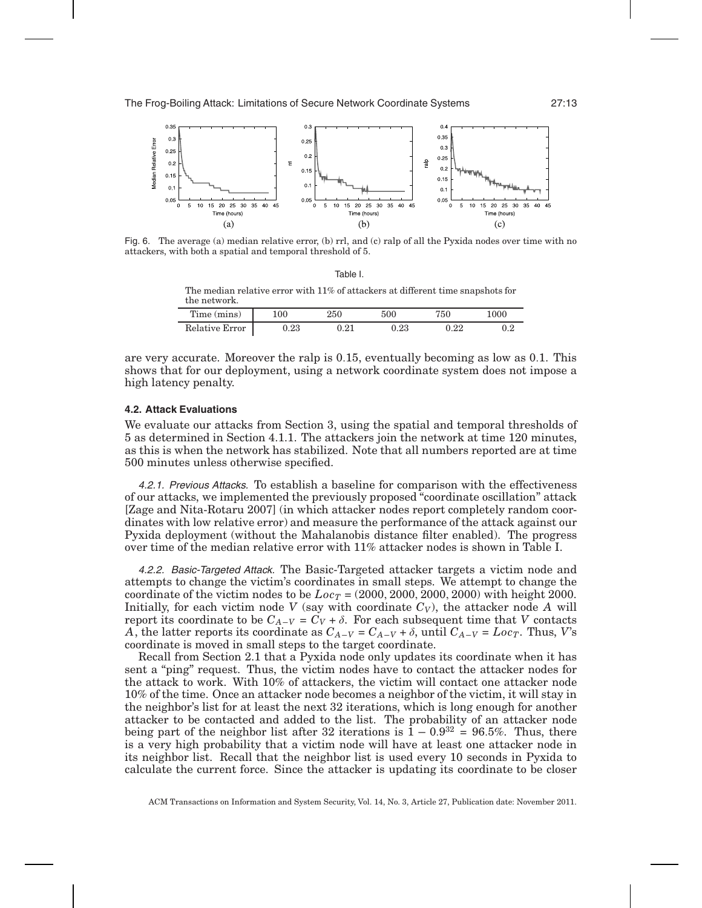0.35
0.3
0.25
0.2
0.15
0.1
0.05
Median Relative Error
0 5 10 15 20 25 30 35 40 45
Time (hours)
(a)

0.3
0.25
0.2
0.15
0.1
0.05
rrl
0 5 10 15 20 25 30 35 40 45
Time (hours)
(b)

0.4
0.35
0.3
0.25
0.2
0.15
0.1
0.05
ralp
0 5 10 15 20 25 30 35 40 45
Time (hours)
(c)

Fig. 6. The average (a) median relative error, (b) rrl, and (c) ralp of all the Pyxida nodes over time with no attackers, with both a spatial and temporal threshold of 5.

Table I.

The median relative error with 11% of attackers at different time snapshots for the network.

| Time (mins) | 100 | 250 | 500 | 750 | 1000 |
| --- | --- | --- | --- | --- | --- |
| Relative Error | 0.23 | 0.21 | 0.23 | 0.22 | 0.2 |

are very accurate. Moreover the ralp is 0.15, eventually becoming as low as 0.1. This shows that for our deployment, using a network coordinate system does not impose a high latency penalty.

### 4.2. Attack Evaluations

We evaluate our attacks from Section 3, using the spatial and temporal thresholds of 5 as determined in Section 4.1.1. The attackers join the network at time 120 minutes, as this is when the network has stabilized. Note that all numbers reported are at time 500 minutes unless otherwise specified.

*4.2.1. Previous Attacks.* To establish a baseline for comparison with the effectiveness of our attacks, we implemented the previously proposed "coordinate oscillation" attack [Zage and Nita-Rotaru 2007] (in which attacker nodes report completely random coordinates with low relative error) and measure the performance of the attack against our Pyxida deployment (without the Mahalanobis distance filter enabled). The progress over time of the median relative error with 11% attacker nodes is shown in Table I.

*4.2.2. Basic-Targeted Attack.* The Basic-Targeted attacker targets a victim node and attempts to change the victim's coordinates in small steps. We attempt to change the coordinate of the victim nodes to be $Loc_T = (2000, 2000, 2000, 2000)$ with height 2000. Initially, for each victim node $V$ (say with coordinate $C_V$), the attacker node $A$ will report its coordinate to be $C_{A-V} = C_V + \delta$. For each subsequent time that $V$ contacts $A$, the latter reports its coordinate as $C_{A-V} = C_{A-V} + \delta$, until $C_{A-V} = Loc_T$. Thus, $V$'s coordinate is moved in small steps to the target coordinate.

Recall from Section 2.1 that a Pyxida node only updates its coordinate when it has sent a "ping" request. Thus, the victim nodes have to contact the attacker nodes for the attack to work. With 10% of attackers, the victim will contact one attacker node 10% of the time. Once an attacker node becomes a neighbor of the victim, it will stay in the neighbor's list for at least the next 32 iterations, which is long enough for another attacker to be contacted and added to the list. The probability of an attacker node being part of the neighbor list after 32 iterations is $1 - 0.9^{32} = 96.5\%$. Thus, there is a very high probability that a victim node will have at least one attacker node in its neighbor list. Recall that the neighbor list is used every 10 seconds in Pyxida to calculate the current force. Since the attacker is updating its coordinate to be closer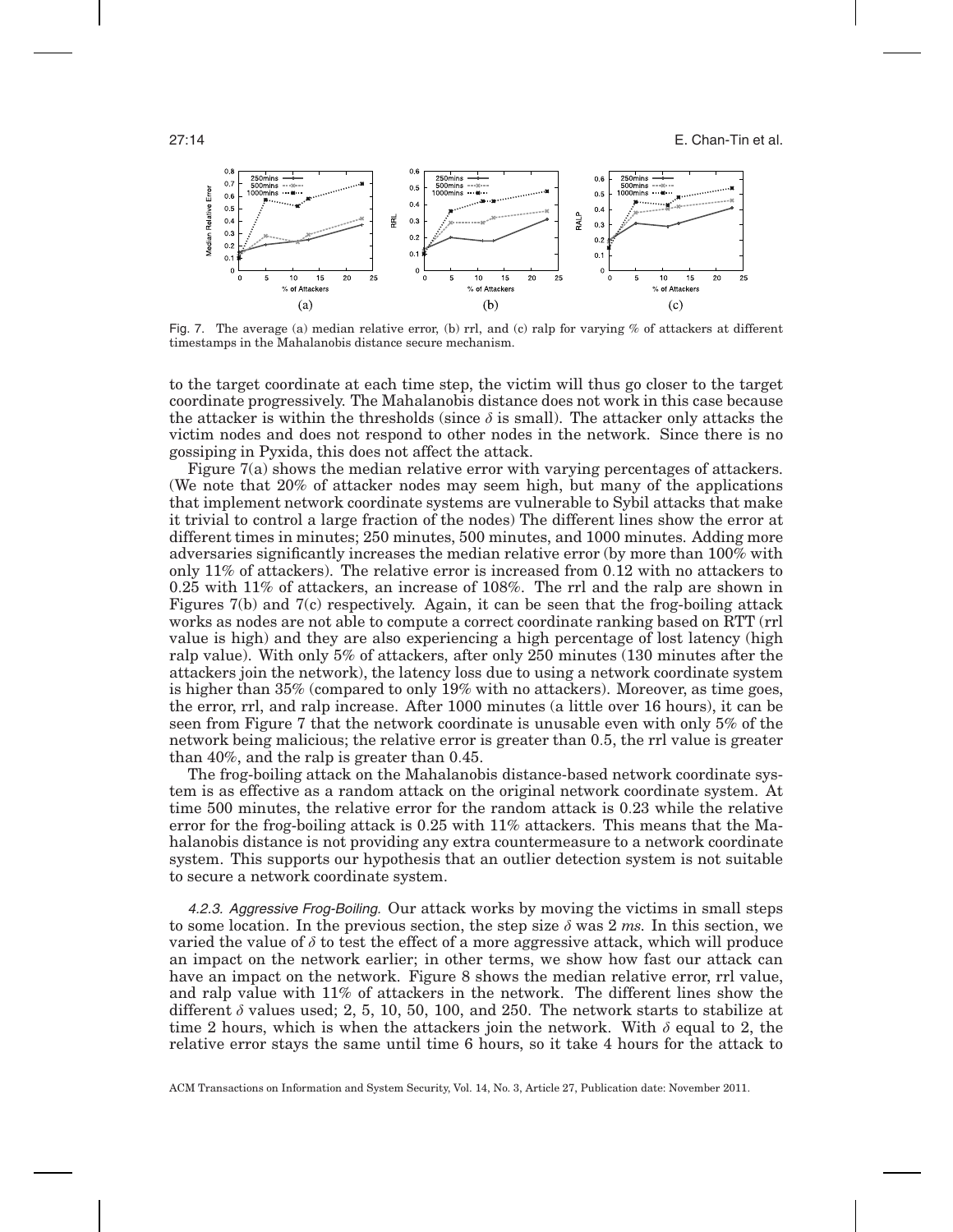250mins
500mins
1000mins
Median Relative Error
% of Attackers
(a)

250mins
500mins
1000mins
RRL
% of Attackers
(b)

250mins
500mins
1000mins
RALP
% of Attackers
(c)

Fig. 7. The average (a) median relative error, (b) rrl, and (c) ralp for varying % of attackers at different timestamps in the Mahalanobis distance secure mechanism.

to the target coordinate at each time step, the victim will thus go closer to the target coordinate progressively. The Mahalanobis distance does not work in this case because the attacker is within the thresholds (since $\delta$ is small). The attacker only attacks the victim nodes and does not respond to other nodes in the network. Since there is no gossiping in Pyxida, this does not affect the attack.

Figure 7(a) shows the median relative error with varying percentages of attackers. (We note that 20% of attacker nodes may seem high, but many of the applications that implement network coordinate systems are vulnerable to Sybil attacks that make it trivial to control a large fraction of the nodes) The different lines show the error at different times in minutes; 250 minutes, 500 minutes, and 1000 minutes. Adding more adversaries significantly increases the median relative error (by more than 100% with only 11% of attackers). The relative error is increased from 0.12 with no attackers to 0.25 with 11% of attackers, an increase of 108%. The rrl and the ralp are shown in Figures 7(b) and 7(c) respectively. Again, it can be seen that the frog-boiling attack works as nodes are not able to compute a correct coordinate ranking based on RTT (rrl value is high) and they are also experiencing a high percentage of lost latency (high ralp value). With only 5% of attackers, after only 250 minutes (130 minutes after the attackers join the network), the latency loss due to using a network coordinate system is higher than 35% (compared to only 19% with no attackers). Moreover, as time goes, the error, rrl, and ralp increase. After 1000 minutes (a little over 16 hours), it can be seen from Figure 7 that the network coordinate is unusable even with only 5% of the network being malicious; the relative error is greater than 0.5, the rrl value is greater than 40%, and the ralp is greater than 0.45.

The frog-boiling attack on the Mahalanobis distance-based network coordinate system is as effective as a random attack on the original network coordinate system. At time 500 minutes, the relative error for the random attack is 0.23 while the relative error for the frog-boiling attack is 0.25 with 11% attackers. This means that the Mahalanobis distance is not providing any extra countermeasure to a network coordinate system. This supports our hypothesis that an outlier detection system is not suitable to secure a network coordinate system.

*4.2.3. Aggressive Frog-Boiling.* Our attack works by moving the victims in small steps to some location. In the previous section, the step size $\delta$ was 2 *ms*. In this section, we varied the value of $\delta$ to test the effect of a more aggressive attack, which will produce an impact on the network earlier; in other terms, we show how fast our attack can have an impact on the network. Figure 8 shows the median relative error, rrl value, and ralp value with 11% of attackers in the network. The different lines show the different $\delta$ values used; 2, 5, 10, 50, 100, and 250. The network starts to stabilize at time 2 hours, which is when the attackers join the network. With $\delta$ equal to 2, the relative error stays the same until time 6 hours, so it take 4 hours for the attack to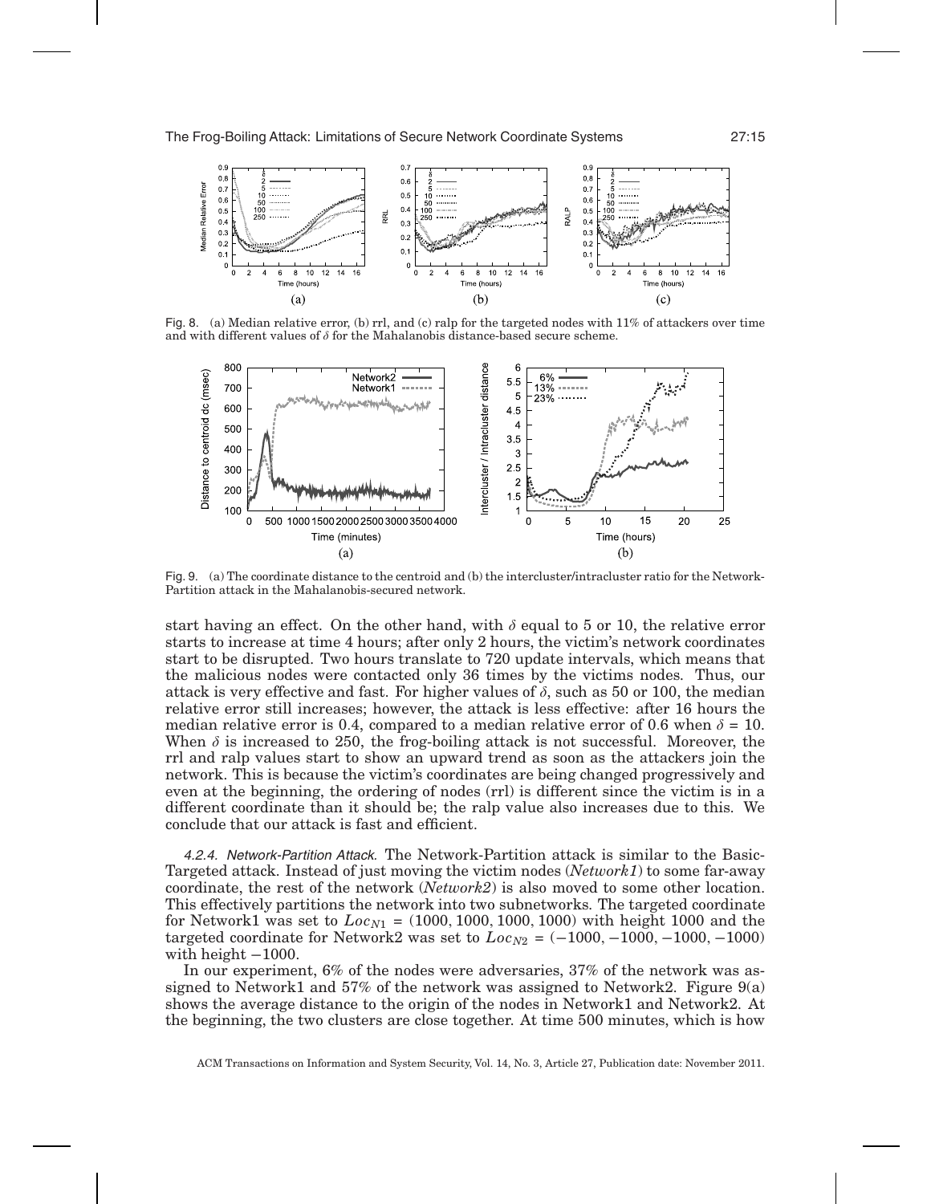Median Relative Error

0.9
0.8
0.7
0.6
0.5
0.4
0.3
0.2
0.1
0

$\delta$
2
5
10
50
100
250

0 2 4 6 8 10 12 14 16

Time (hours)

(a)

RRL

0.7
0.6
0.5
0.4
0.3
0.2
0.1
0

$\delta$
2
5
10
50
100
250

0 2 4 6 8 10 12 14 16

Time (hours)

(b)

RALP

0.9
0.8
0.7
0.6
0.5
0.4
0.3
0.2
0.1
0

$\delta$
2
5
10
50
100
250

0 2 4 6 8 10 12 14 16

Time (hours)

(c)

Fig. 8. (a) Median relative error, (b) rrl, and (c) ralp for the targeted nodes with 11% of attackers over time and with different values of $\delta$ for the Mahalanobis distance-based secure scheme.

Distance to centroid dc (msec)

800
700
600
500
400
300
200
100

Network2
Network1

0 500 1000 1500 2000 2500 3000 3500 4000

Time (minutes)

(a)

Intercluster / Intracluster distance

6
5.5
5
4.5
4
3.5
3
2.5
2
1.5
1

6%
13%
23%

0 5 10 15 20 25

Time (hours)

(b)

Fig. 9. (a) The coordinate distance to the centroid and (b) the intercluster/intracluster ratio for the Network-Partition attack in the Mahalanobis-secured network.

start having an effect. On the other hand, with $\delta$ equal to 5 or 10, the relative error starts to increase at time 4 hours; after only 2 hours, the victim's network coordinates start to be disrupted. Two hours translate to 720 update intervals, which means that the malicious nodes were contacted only 36 times by the victims nodes. Thus, our attack is very effective and fast. For higher values of $\delta$, such as 50 or 100, the median relative error still increases; however, the attack is less effective: after 16 hours the median relative error is 0.4, compared to a median relative error of 0.6 when $\delta = 10$. When $\delta$ is increased to 250, the frog-boiling attack is not successful. Moreover, the rrl and ralp values start to show an upward trend as soon as the attackers join the network. This is because the victim's coordinates are being changed progressively and even at the beginning, the ordering of nodes (rrl) is different since the victim is in a different coordinate than it should be; the ralp value also increases due to this. We conclude that our attack is fast and efficient.

*4.2.4. Network-Partition Attack.* The Network-Partition attack is similar to the Basic-Targeted attack. Instead of just moving the victim nodes (*Network1*) to some far-away coordinate, the rest of the network (*Network2*) is also moved to some other location. This effectively partitions the network into two subnetworks. The targeted coordinate for Network1 was set to $Loc_{N1} = (1000, 1000, 1000, 1000)$ with height 1000 and the targeted coordinate for Network2 was set to $Loc_{N2} = (-1000, -1000, -1000, -1000)$ with height $-1000$.

In our experiment, 6% of the nodes were adversaries, 37% of the network was assigned to Network1 and 57% of the network was assigned to Network2. Figure 9(a) shows the average distance to the origin of the nodes in Network1 and Network2. At the beginning, the two clusters are close together. At time 500 minutes, which is how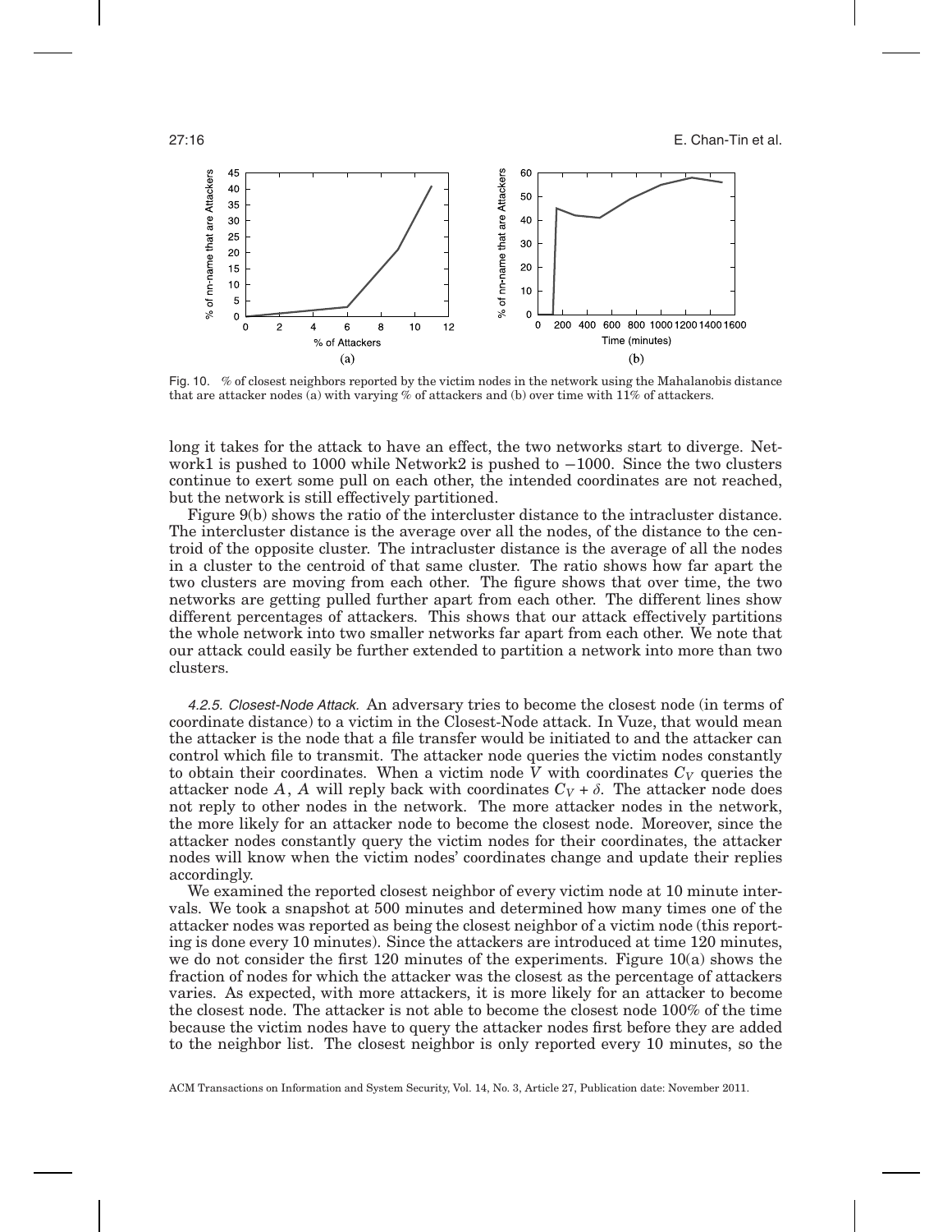% of nn-name that are Attackers

45
40
35
30
25
20
15
10
5
0

0 2 4 6 8 10 12

% of Attackers

(a)

% of nn-name that are Attackers

60
50
40
30
20
10
0

0 200 400 600 800 1000 1200 1400 1600

Time (minutes)

(b)

Fig. 10. % of closest neighbors reported by the victim nodes in the network using the Mahalanobis distance that are attacker nodes (a) with varying % of attackers and (b) over time with 11% of attackers.

long it takes for the attack to have an effect, the two networks start to diverge. Network1 is pushed to 1000 while Network2 is pushed to −1000. Since the two clusters continue to exert some pull on each other, the intended coordinates are not reached, but the network is still effectively partitioned.

Figure 9(b) shows the ratio of the intercluster distance to the intracluster distance. The intercluster distance is the average over all the nodes, of the distance to the centroid of the opposite cluster. The intracluster distance is the average of all the nodes in a cluster to the centroid of that same cluster. The ratio shows how far apart the two clusters are moving from each other. The figure shows that over time, the two networks are getting pulled further apart from each other. The different lines show different percentages of attackers. This shows that our attack effectively partitions the whole network into two smaller networks far apart from each other. We note that our attack could easily be further extended to partition a network into more than two clusters.

*4.2.5. Closest-Node Attack.* An adversary tries to become the closest node (in terms of coordinate distance) to a victim in the Closest-Node attack. In Vuze, that would mean the attacker is the node that a file transfer would be initiated to and the attacker can control which file to transmit. The attacker node queries the victim nodes constantly to obtain their coordinates. When a victim node $V$ with coordinates $C_V$ queries the attacker node $A$, $A$ will reply back with coordinates $C_V + \delta$. The attacker node does not reply to other nodes in the network. The more attacker nodes in the network, the more likely for an attacker node to become the closest node. Moreover, since the attacker nodes constantly query the victim nodes for their coordinates, the attacker nodes will know when the victim nodes' coordinates change and update their replies accordingly.

We examined the reported closest neighbor of every victim node at 10 minute intervals. We took a snapshot at 500 minutes and determined how many times one of the attacker nodes was reported as being the closest neighbor of a victim node (this reporting is done every 10 minutes). Since the attackers are introduced at time 120 minutes, we do not consider the first 120 minutes of the experiments. Figure 10(a) shows the fraction of nodes for which the attacker was the closest as the percentage of attackers varies. As expected, with more attackers, it is more likely for an attacker to become the closest node. The attacker is not able to become the closest node 100% of the time because the victim nodes have to query the attacker nodes first before they are added to the neighbor list. The closest neighbor is only reported every 10 minutes, so the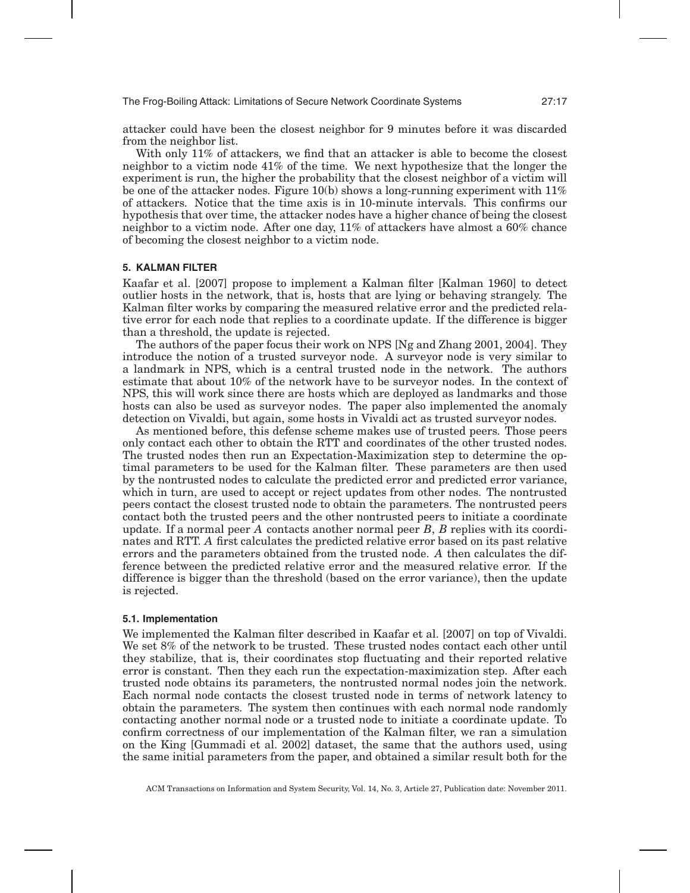attacker could have been the closest neighbor for 9 minutes before it was discarded from the neighbor list.

With only 11% of attackers, we find that an attacker is able to become the closest neighbor to a victim node 41% of the time. We next hypothesize that the longer the experiment is run, the higher the probability that the closest neighbor of a victim will be one of the attacker nodes. Figure 10(b) shows a long-running experiment with 11% of attackers. Notice that the time axis is in 10-minute intervals. This confirms our hypothesis that over time, the attacker nodes have a higher chance of being the closest neighbor to a victim node. After one day, 11% of attackers have almost a 60% chance of becoming the closest neighbor to a victim node.

## 5. KALMAN FILTER

Kaafar et al. [2007] propose to implement a Kalman filter [Kalman 1960] to detect outlier hosts in the network, that is, hosts that are lying or behaving strangely. The Kalman filter works by comparing the measured relative error and the predicted relative error for each node that replies to a coordinate update. If the difference is bigger than a threshold, the update is rejected.

The authors of the paper focus their work on NPS [Ng and Zhang 2001, 2004]. They introduce the notion of a trusted surveyor node. A surveyor node is very similar to a landmark in NPS, which is a central trusted node in the network. The authors estimate that about 10% of the network have to be surveyor nodes. In the context of NPS, this will work since there are hosts which are deployed as landmarks and those hosts can also be used as surveyor nodes. The paper also implemented the anomaly detection on Vivaldi, but again, some hosts in Vivaldi act as trusted surveyor nodes.

As mentioned before, this defense scheme makes use of trusted peers. Those peers only contact each other to obtain the RTT and coordinates of the other trusted nodes. The trusted nodes then run an Expectation-Maximization step to determine the optimal parameters to be used for the Kalman filter. These parameters are then used by the nontrusted nodes to calculate the predicted error and predicted error variance, which in turn, are used to accept or reject updates from other nodes. The nontrusted peers contact the closest trusted node to obtain the parameters. The nontrusted peers contact both the trusted peers and the other nontrusted peers to initiate a coordinate update. If a normal peer $A$ contacts another normal peer $B$, $B$ replies with its coordinates and RTT. $A$ first calculates the predicted relative error based on its past relative errors and the parameters obtained from the trusted node. $A$ then calculates the difference between the predicted relative error and the measured relative error. If the difference is bigger than the threshold (based on the error variance), then the update is rejected.

### 5.1. Implementation

We implemented the Kalman filter described in Kaafar et al. [2007] on top of Vivaldi. We set 8% of the network to be trusted. These trusted nodes contact each other until they stabilize, that is, their coordinates stop fluctuating and their reported relative error is constant. Then they each run the expectation-maximization step. After each trusted node obtains its parameters, the nontrusted normal nodes join the network. Each normal node contacts the closest trusted node in terms of network latency to obtain the parameters. The system then continues with each normal node randomly contacting another normal node or a trusted node to initiate a coordinate update. To confirm correctness of our implementation of the Kalman filter, we ran a simulation on the King [Gummadi et al. 2002] dataset, the same that the authors used, using the same initial parameters from the paper, and obtained a similar result both for the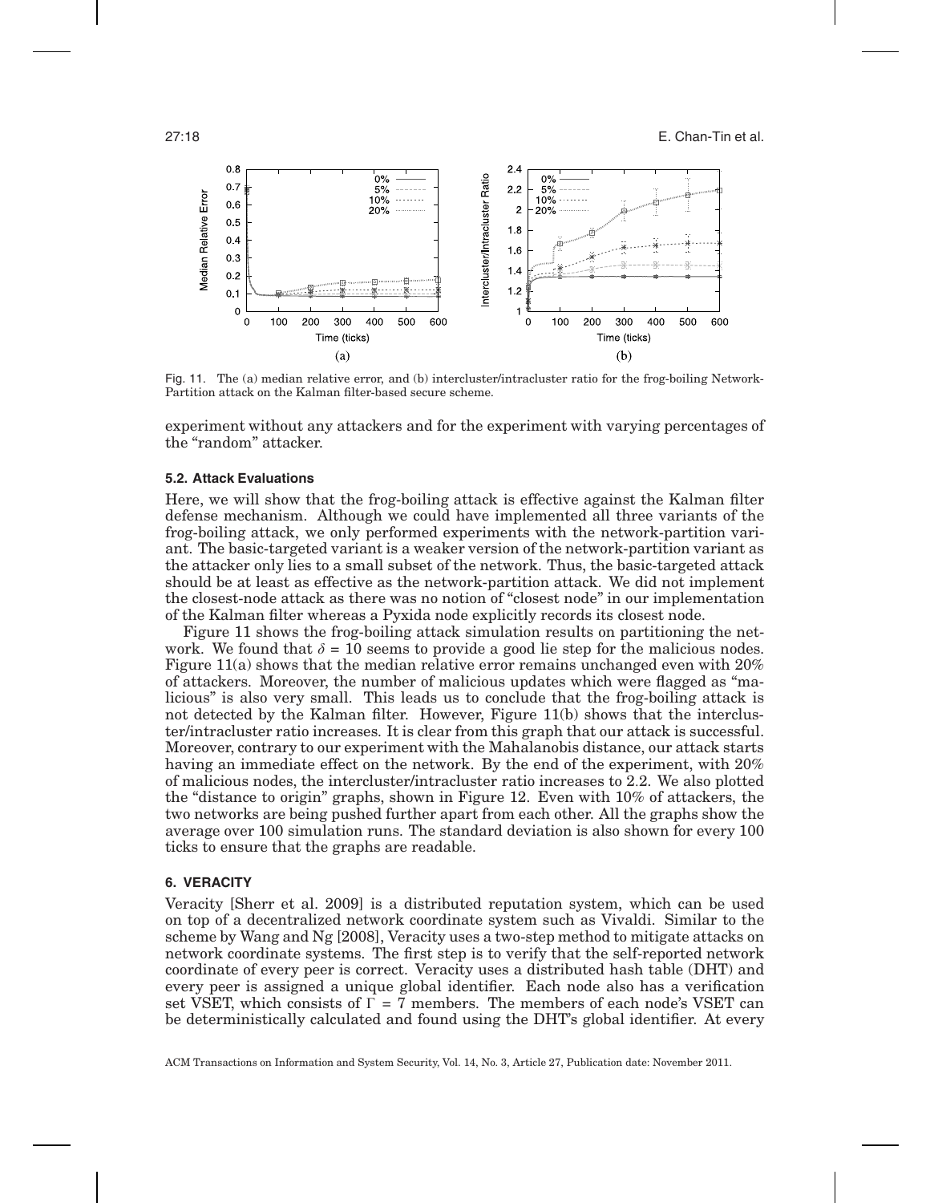0.8
0.7
0.6
0.5
0.4
0.3
0.2
0.1
0
Median Relative Error
0 100 200 300 400 500 600
Time (ticks)
0%
5%
10%
20%
(a)

2.4
2.2
2
1.8
1.6
1.4
1.2
1
Intercluster/Intracluster Ratio
0 100 200 300 400 500 600
Time (ticks)
0%
5%
10%
20%
(b)

Fig. 11. The (a) median relative error, and (b) intercluster/intracluster ratio for the frog-boiling Network-Partition attack on the Kalman filter-based secure scheme.

experiment without any attackers and for the experiment with varying percentages of the "random" attacker.

### 5.2. Attack Evaluations

Here, we will show that the frog-boiling attack is effective against the Kalman filter defense mechanism. Although we could have implemented all three variants of the frog-boiling attack, we only performed experiments with the network-partition variant. The basic-targeted variant is a weaker version of the network-partition variant as the attacker only lies to a small subset of the network. Thus, the basic-targeted attack should be at least as effective as the network-partition attack. We did not implement the closest-node attack as there was no notion of "closest node" in our implementation of the Kalman filter whereas a Pyxida node explicitly records its closest node.

Figure 11 shows the frog-boiling attack simulation results on partitioning the network. We found that $\delta = 10$ seems to provide a good lie step for the malicious nodes. Figure 11(a) shows that the median relative error remains unchanged even with 20% of attackers. Moreover, the number of malicious updates which were flagged as "malicious" is also very small. This leads us to conclude that the frog-boiling attack is not detected by the Kalman filter. However, Figure 11(b) shows that the intercluster/intracluster ratio increases. It is clear from this graph that our attack is successful. Moreover, contrary to our experiment with the Mahalanobis distance, our attack starts having an immediate effect on the network. By the end of the experiment, with 20% of malicious nodes, the intercluster/intracluster ratio increases to 2.2. We also plotted the "distance to origin" graphs, shown in Figure 12. Even with 10% of attackers, the two networks are being pushed further apart from each other. All the graphs show the average over 100 simulation runs. The standard deviation is also shown for every 100 ticks to ensure that the graphs are readable.

## 6. VERACITY

Veracity [Sherr et al. 2009] is a distributed reputation system, which can be used on top of a decentralized network coordinate system such as Vivaldi. Similar to the scheme by Wang and Ng [2008], Veracity uses a two-step method to mitigate attacks on network coordinate systems. The first step is to verify that the self-reported network coordinate of every peer is correct. Veracity uses a distributed hash table (DHT) and every peer is assigned a unique global identifier. Each node also has a verification set VSET, which consists of $\Gamma = 7$ members. The members of each node's VSET can be deterministically calculated and found using the DHT's global identifier. At every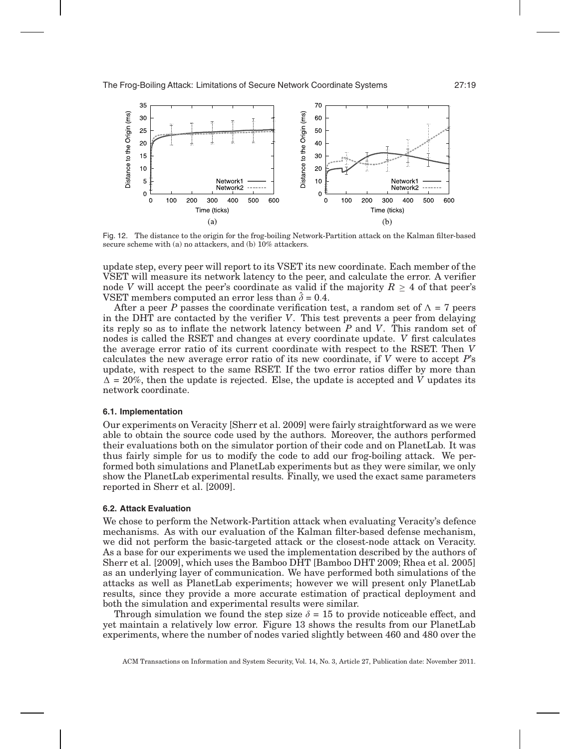35
30
25
20
15
10
5
0
Distance to the Origin (ms)
0 100 200 300 400 500 600
Time (ticks)
Network1
Network2
(a)

70
60
50
40
30
20
10
0
Distance to the Origin (ms)
0 100 200 300 400 500 600
Time (ticks)
Network1
Network2
(b)

Fig. 12. The distance to the origin for the frog-boiling Network-Partition attack on the Kalman filter-based secure scheme with (a) no attackers, and (b) 10% attackers.

update step, every peer will report to its VSET its new coordinate. Each member of the VSET will measure its network latency to the peer, and calculate the error. A verifier node $V$ will accept the peer's coordinate as valid if the majority $R \geq 4$ of that peer's VSET members computed an error less than $\hat{\delta} = 0.4$.

After a peer $P$ passes the coordinate verification test, a random set of $\Lambda = 7$ peers in the DHT are contacted by the verifier $V$. This test prevents a peer from delaying its reply so as to inflate the network latency between $P$ and $V$. This random set of nodes is called the RSET and changes at every coordinate update. $V$ first calculates the average error ratio of its current coordinate with respect to the RSET. Then $V$ calculates the new average error ratio of its new coordinate, if $V$ were to accept $P$'s update, with respect to the same RSET. If the two error ratios differ by more than $\Delta = 20\%$, then the update is rejected. Else, the update is accepted and $V$ updates its network coordinate.

### 6.1. Implementation

Our experiments on Veracity [Sherr et al. 2009] were fairly straightforward as we were able to obtain the source code used by the authors. Moreover, the authors performed their evaluations both on the simulator portion of their code and on PlanetLab. It was thus fairly simple for us to modify the code to add our frog-boiling attack. We performed both simulations and PlanetLab experiments but as they were similar, we only show the PlanetLab experimental results. Finally, we used the exact same parameters reported in Sherr et al. [2009].

### 6.2. Attack Evaluation

We chose to perform the Network-Partition attack when evaluating Veracity's defence mechanisms. As with our evaluation of the Kalman filter-based defense mechanism, we did not perform the basic-targeted attack or the closest-node attack on Veracity. As a base for our experiments we used the implementation described by the authors of Sherr et al. [2009], which uses the Bamboo DHT [Bamboo DHT 2009; Rhea et al. 2005] as an underlying layer of communication. We have performed both simulations of the attacks as well as PlanetLab experiments; however we will present only PlanetLab results, since they provide a more accurate estimation of practical deployment and both the simulation and experimental results were similar.

Through simulation we found the step size $\delta = 15$ to provide noticeable effect, and yet maintain a relatively low error. Figure 13 shows the results from our PlanetLab experiments, where the number of nodes varied slightly between 460 and 480 over the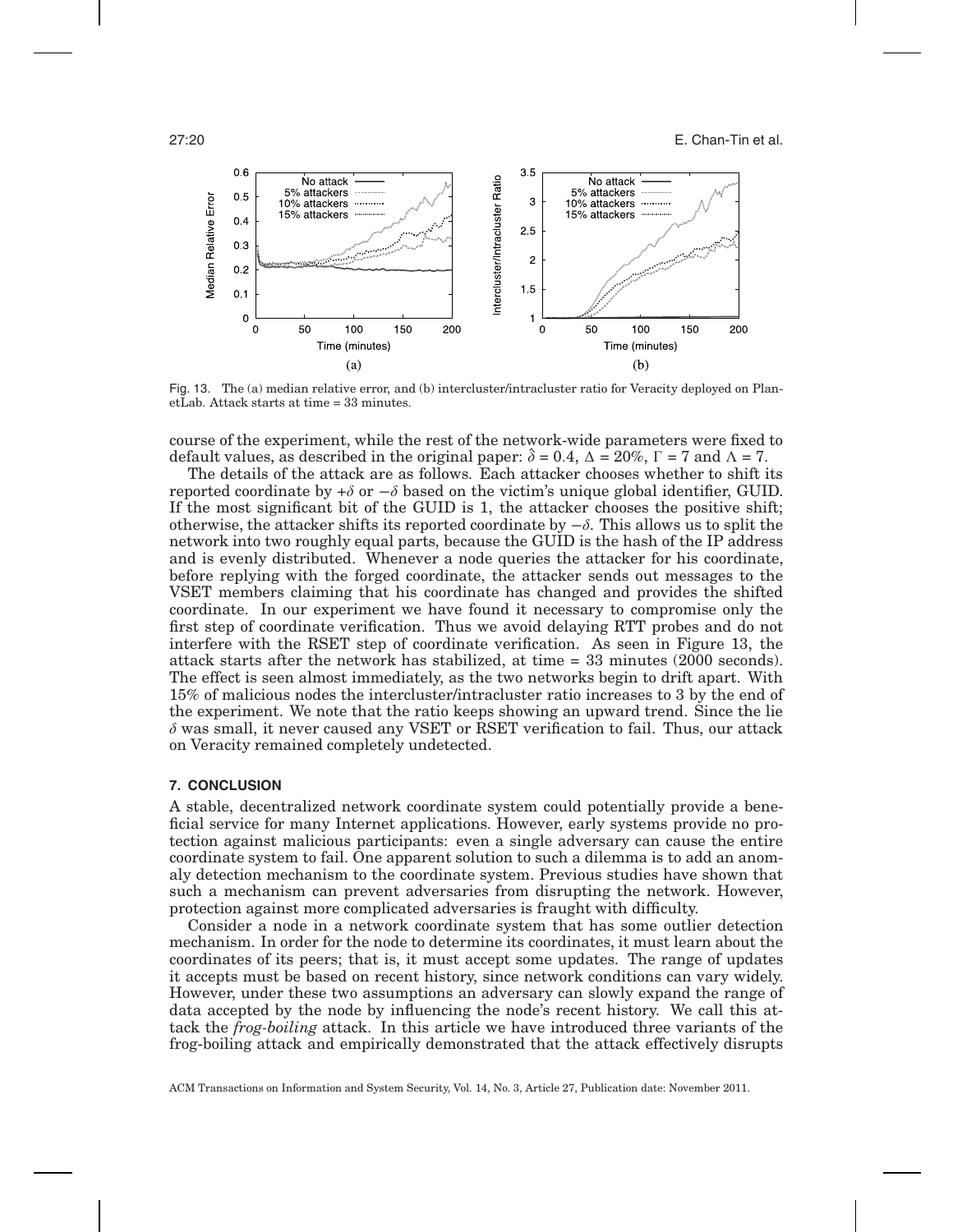0.6
Median Relative Error
No attack
5% attackers
10% attackers
15% attackers
0.5
0.4
0.3
0.2
0.1
0
0 50 100 150 200
Time (minutes)
(a)

3.5
Intercluster/Intracluster Ratio
No attack
5% attackers
10% attackers
15% attackers
3
2.5
2
1.5
1
0 50 100 150 200
Time (minutes)
(b)

Fig. 13. The (a) median relative error, and (b) intercluster/intracluster ratio for Veracity deployed on PlanetLab. Attack starts at time = 33 minutes.

course of the experiment, while the rest of the network-wide parameters were fixed to default values, as described in the original paper: $\hat{\delta} = 0.4$, $\Delta = 20\%$, $\Gamma = 7$ and $\Lambda = 7$.

The details of the attack are as follows. Each attacker chooses whether to shift its reported coordinate by $+\delta$ or $-\delta$ based on the victim's unique global identifier, GUID. If the most significant bit of the GUID is 1, the attacker chooses the positive shift; otherwise, the attacker shifts its reported coordinate by $-\delta$. This allows us to split the network into two roughly equal parts, because the GUID is the hash of the IP address and is evenly distributed. Whenever a node queries the attacker for his coordinate, before replying with the forged coordinate, the attacker sends out messages to the VSET members claiming that his coordinate has changed and provides the shifted coordinate. In our experiment we have found it necessary to compromise only the first step of coordinate verification. Thus we avoid delaying RTT probes and do not interfere with the RSET step of coordinate verification. As seen in Figure 13, the attack starts after the network has stabilized, at time = 33 minutes (2000 seconds). The effect is seen almost immediately, as the two networks begin to drift apart. With 15% of malicious nodes the intercluster/intracluster ratio increases to 3 by the end of the experiment. We note that the ratio keeps showing an upward trend. Since the lie $\delta$ was small, it never caused any VSET or RSET verification to fail. Thus, our attack on Veracity remained completely undetected.

## 7. CONCLUSION

A stable, decentralized network coordinate system could potentially provide a beneficial service for many Internet applications. However, early systems provide no protection against malicious participants: even a single adversary can cause the entire coordinate system to fail. One apparent solution to such a dilemma is to add an anomaly detection mechanism to the coordinate system. Previous studies have shown that such a mechanism can prevent adversaries from disrupting the network. However, protection against more complicated adversaries is fraught with difficulty.

Consider a node in a network coordinate system that has some outlier detection mechanism. In order for the node to determine its coordinates, it must learn about the coordinates of its peers; that is, it must accept some updates. The range of updates it accepts must be based on recent history, since network conditions can vary widely. However, under these two assumptions an adversary can slowly expand the range of data accepted by the node by influencing the node's recent history. We call this attack the *frog-boiling* attack. In this article we have introduced three variants of the frog-boiling attack and empirically demonstrated that the attack effectively disrupts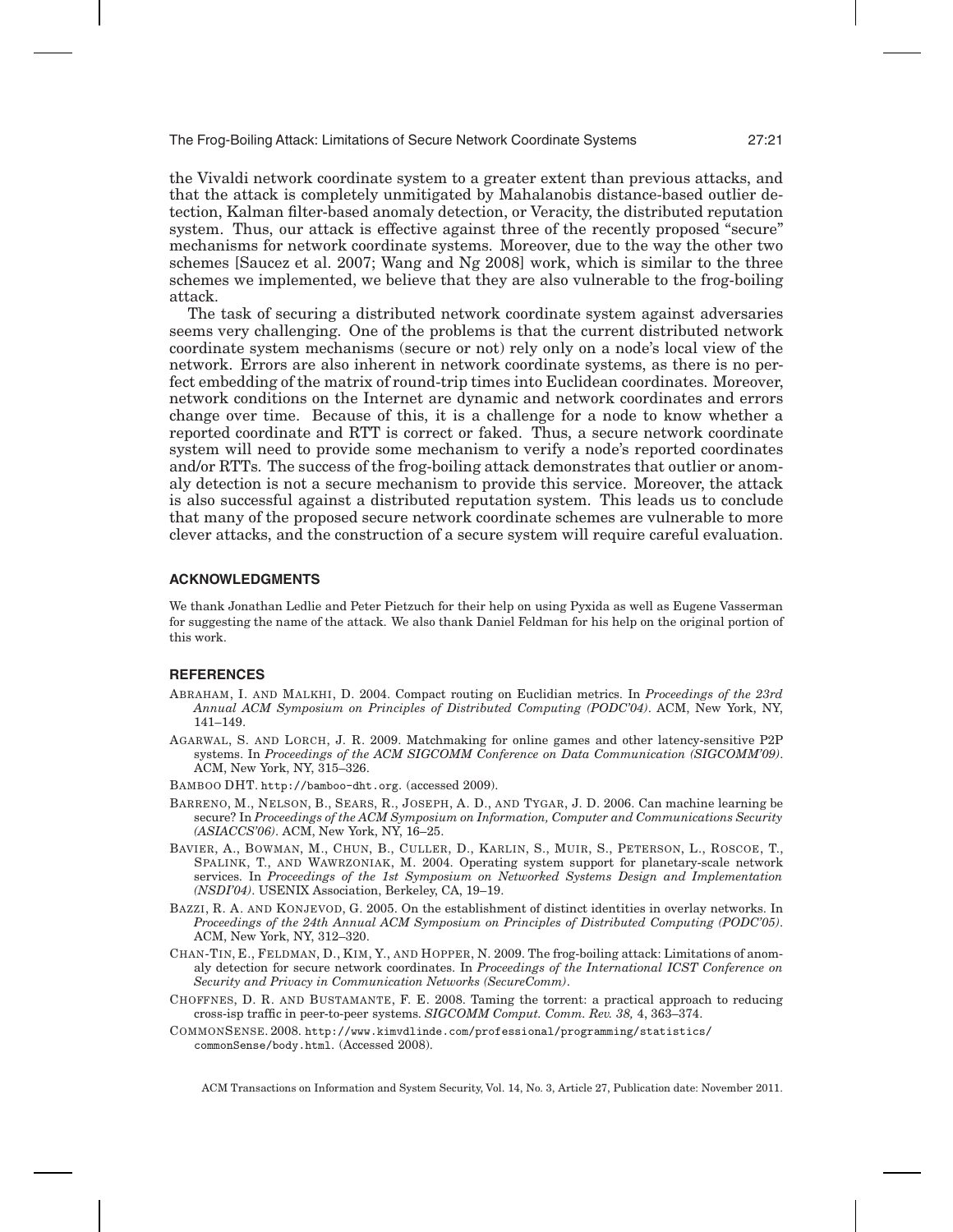the Vivaldi network coordinate system to a greater extent than previous attacks, and that the attack is completely unmitigated by Mahalanobis distance-based outlier detection, Kalman filter-based anomaly detection, or Veracity, the distributed reputation system. Thus, our attack is effective against three of the recently proposed "secure" mechanisms for network coordinate systems. Moreover, due to the way the other two schemes [Saucez et al. 2007; Wang and Ng 2008] work, which is similar to the three schemes we implemented, we believe that they are also vulnerable to the frog-boiling attack.

The task of securing a distributed network coordinate system against adversaries seems very challenging. One of the problems is that the current distributed network coordinate system mechanisms (secure or not) rely only on a node's local view of the network. Errors are also inherent in network coordinate systems, as there is no perfect embedding of the matrix of round-trip times into Euclidean coordinates. Moreover, network conditions on the Internet are dynamic and network coordinates and errors change over time. Because of this, it is a challenge for a node to know whether a reported coordinate and RTT is correct or faked. Thus, a secure network coordinate system will need to provide some mechanism to verify a node's reported coordinates and/or RTTs. The success of the frog-boiling attack demonstrates that outlier or anomaly detection is not a secure mechanism to provide this service. Moreover, the attack is also successful against a distributed reputation system. This leads us to conclude that many of the proposed secure network coordinate schemes are vulnerable to more clever attacks, and the construction of a secure system will require careful evaluation.

## ACKNOWLEDGMENTS

We thank Jonathan Ledlie and Peter Pietzuch for their help on using Pyxida as well as Eugene Vasserman for suggesting the name of the attack. We also thank Daniel Feldman for his help on the original portion of this work.

## REFERENCES

ABRAHAM, I. AND MALKHI, D. 2004. Compact routing on Euclidian metrics. In *Proceedings of the 23rd Annual ACM Symposium on Principles of Distributed Computing (PODC'04)*. ACM, New York, NY, 141–149.

AGARWAL, S. AND LORCH, J. R. 2009. Matchmaking for online games and other latency-sensitive P2P systems. In *Proceedings of the ACM SIGCOMM Conference on Data Communication (SIGCOMM'09)*. ACM, New York, NY, 315–326.

BAMBOO DHT. http://bamboo-dht.org. (accessed 2009).

BARRENO, M., NELSON, B., SEARS, R., JOSEPH, A. D., AND TYGAR, J. D. 2006. Can machine learning be secure? In *Proceedings of the ACM Symposium on Information, Computer and Communications Security (ASIACCS'06)*. ACM, New York, NY, 16–25.

BAVIER, A., BOWMAN, M., CHUN, B., CULLER, D., KARLIN, S., MUIR, S., PETERSON, L., ROSCOE, T., SPALINK, T., AND WAWRZONIAK, M. 2004. Operating system support for planetary-scale network services. In *Proceedings of the 1st Symposium on Networked Systems Design and Implementation (NSDI'04)*. USENIX Association, Berkeley, CA, 19–19.

BAZZI, R. A. AND KONJEVOD, G. 2005. On the establishment of distinct identities in overlay networks. In *Proceedings of the 24th Annual ACM Symposium on Principles of Distributed Computing (PODC'05)*. ACM, New York, NY, 312–320.

CHAN-TIN, E., FELDMAN, D., KIM, Y., AND HOPPER, N. 2009. The frog-boiling attack: Limitations of anomaly detection for secure network coordinates. In *Proceedings of the International ICST Conference on Security and Privacy in Communication Networks (SecureComm)*.

CHOFFNES, D. R. AND BUSTAMANTE, F. E. 2008. Taming the torrent: a practical approach to reducing cross-isp traffic in peer-to-peer systems. *SIGCOMM Comput. Comm. Rev. 38,* 4, 363–374.

COMMONSENSE. 2008. http://www.kimvdlinde.com/professional/programming/statistics/commonSense/body.html. (Accessed 2008).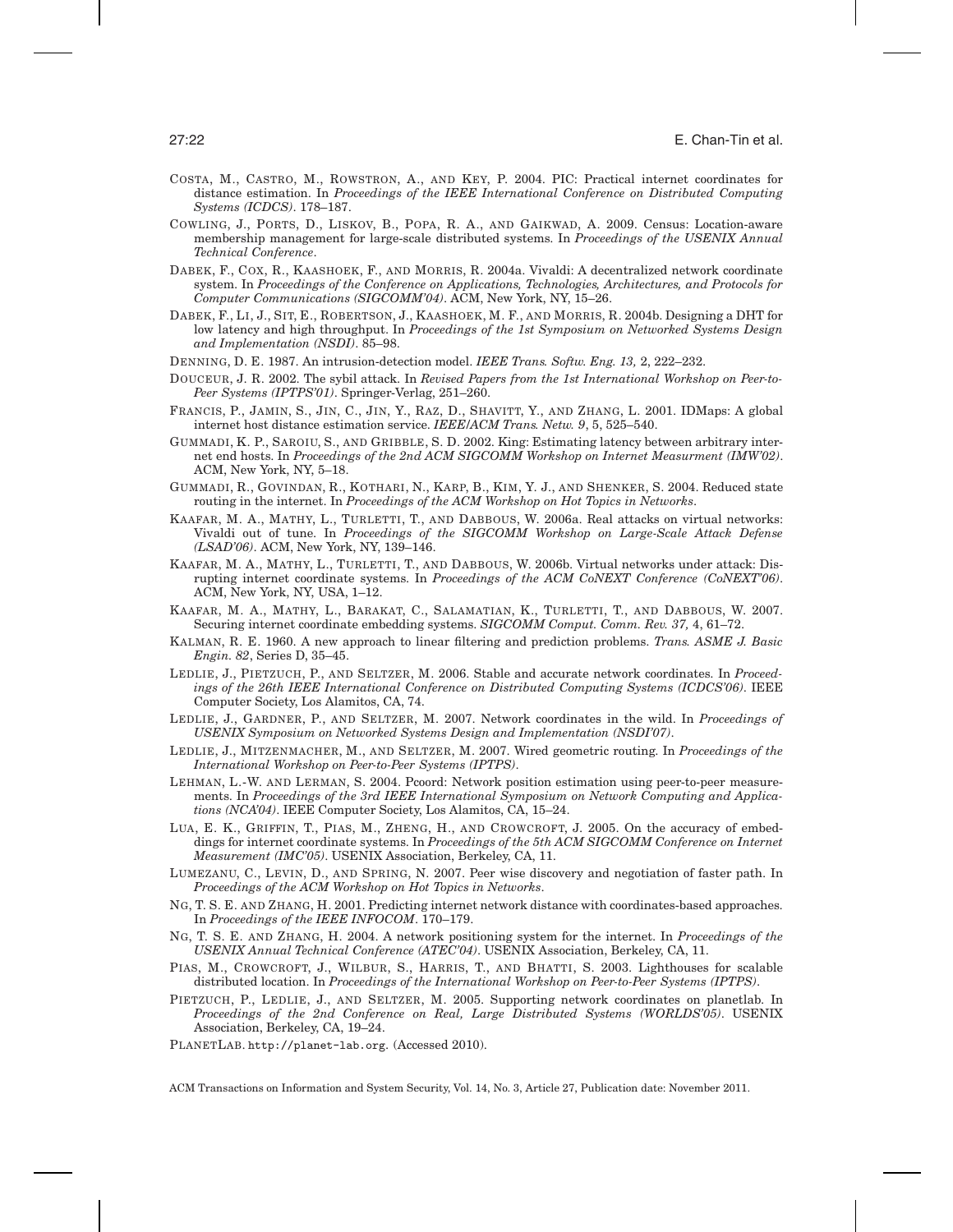COSTA, M., CASTRO, M., ROWSTRON, A., AND KEY, P. 2004. PIC: Practical internet coordinates for distance estimation. In *Proceedings of the IEEE International Conference on Distributed Computing Systems (ICDCS)*. 178–187.

COWLING, J., PORTS, D., LISKOV, B., POPA, R. A., AND GAIKWAD, A. 2009. Census: Location-aware membership management for large-scale distributed systems. In *Proceedings of the USENIX Annual Technical Conference*.

DABEK, F., COX, R., KAASHOEK, F., AND MORRIS, R. 2004a. Vivaldi: A decentralized network coordinate system. In *Proceedings of the Conference on Applications, Technologies, Architectures, and Protocols for Computer Communications (SIGCOMM'04)*. ACM, New York, NY, 15–26.

DABEK, F., LI, J., SIT, E., ROBERTSON, J., KAASHOEK, M. F., AND MORRIS, R. 2004b. Designing a DHT for low latency and high throughput. In *Proceedings of the 1st Symposium on Networked Systems Design and Implementation (NSDI)*. 85–98.

DENNING, D. E. 1987. An intrusion-detection model. *IEEE Trans. Softw. Eng. 13,* 2, 222–232.

DOUCEUR, J. R. 2002. The sybil attack. In *Revised Papers from the 1st International Workshop on Peer-to-Peer Systems (IPTPS'01)*. Springer-Verlag, 251–260.

FRANCIS, P., JAMIN, S., JIN, C., JIN, Y., RAZ, D., SHAVITT, Y., AND ZHANG, L. 2001. IDMaps: A global internet host distance estimation service. *IEEE/ACM Trans. Netw. 9*, 5, 525–540.

GUMMADI, K. P., SAROIU, S., AND GRIBBLE, S. D. 2002. King: Estimating latency between arbitrary internet end hosts. In *Proceedings of the 2nd ACM SIGCOMM Workshop on Internet Measurment (IMW'02)*. ACM, New York, NY, 5–18.

GUMMADI, R., GOVINDAN, R., KOTHARI, N., KARP, B., KIM, Y. J., AND SHENKER, S. 2004. Reduced state routing in the internet. In *Proceedings of the ACM Workshop on Hot Topics in Networks*.

KAAFAR, M. A., MATHY, L., TURLETTI, T., AND DABBOUS, W. 2006a. Real attacks on virtual networks: Vivaldi out of tune. In *Proceedings of the SIGCOMM Workshop on Large-Scale Attack Defense (LSAD'06)*. ACM, New York, NY, 139–146.

KAAFAR, M. A., MATHY, L., TURLETTI, T., AND DABBOUS, W. 2006b. Virtual networks under attack: Disrupting internet coordinate systems. In *Proceedings of the ACM CoNEXT Conference (CoNEXT'06)*. ACM, New York, NY, USA, 1–12.

KAAFAR, M. A., MATHY, L., BARAKAT, C., SALAMATIAN, K., TURLETTI, T., AND DABBOUS, W. 2007. Securing internet coordinate embedding systems. *SIGCOMM Comput. Comm. Rev. 37,* 4, 61–72.

KALMAN, R. E. 1960. A new approach to linear filtering and prediction problems. *Trans. ASME J. Basic Engin. 82*, Series D, 35–45.

LEDLIE, J., PIETZUCH, P., AND SELTZER, M. 2006. Stable and accurate network coordinates. In *Proceedings of the 26th IEEE International Conference on Distributed Computing Systems (ICDCS'06)*. IEEE Computer Society, Los Alamitos, CA, 74.

LEDLIE, J., GARDNER, P., AND SELTZER, M. 2007. Network coordinates in the wild. In *Proceedings of USENIX Symposium on Networked Systems Design and Implementation (NSDI'07)*.

LEDLIE, J., MITZENMACHER, M., AND SELTZER, M. 2007. Wired geometric routing. In *Proceedings of the International Workshop on Peer-to-Peer Systems (IPTPS)*.

LEHMAN, L.-W. AND LERMAN, S. 2004. Pcoord: Network position estimation using peer-to-peer measurements. In *Proceedings of the 3rd IEEE International Symposium on Network Computing and Applications (NCA'04)*. IEEE Computer Society, Los Alamitos, CA, 15–24.

LUA, E. K., GRIFFIN, T., PIAS, M., ZHENG, H., AND CROWCROFT, J. 2005. On the accuracy of embeddings for internet coordinate systems. In *Proceedings of the 5th ACM SIGCOMM Conference on Internet Measurement (IMC'05)*. USENIX Association, Berkeley, CA, 11.

LUMEZANU, C., LEVIN, D., AND SPRING, N. 2007. Peer wise discovery and negotiation of faster path. In *Proceedings of the ACM Workshop on Hot Topics in Networks*.

NG, T. S. E. AND ZHANG, H. 2001. Predicting internet network distance with coordinates-based approaches. In *Proceedings of the IEEE INFOCOM*. 170–179.

NG, T. S. E. AND ZHANG, H. 2004. A network positioning system for the internet. In *Proceedings of the USENIX Annual Technical Conference (ATEC'04)*. USENIX Association, Berkeley, CA, 11.

PIAS, M., CROWCROFT, J., WILBUR, S., HARRIS, T., AND BHATTI, S. 2003. Lighthouses for scalable distributed location. In *Proceedings of the International Workshop on Peer-to-Peer Systems (IPTPS)*.

PIETZUCH, P., LEDLIE, J., AND SELTZER, M. 2005. Supporting network coordinates on planetlab. In *Proceedings of the 2nd Conference on Real, Large Distributed Systems (WORLDS'05)*. USENIX Association, Berkeley, CA, 19–24.

PLANETLAB. http://planet-lab.org. (Accessed 2010).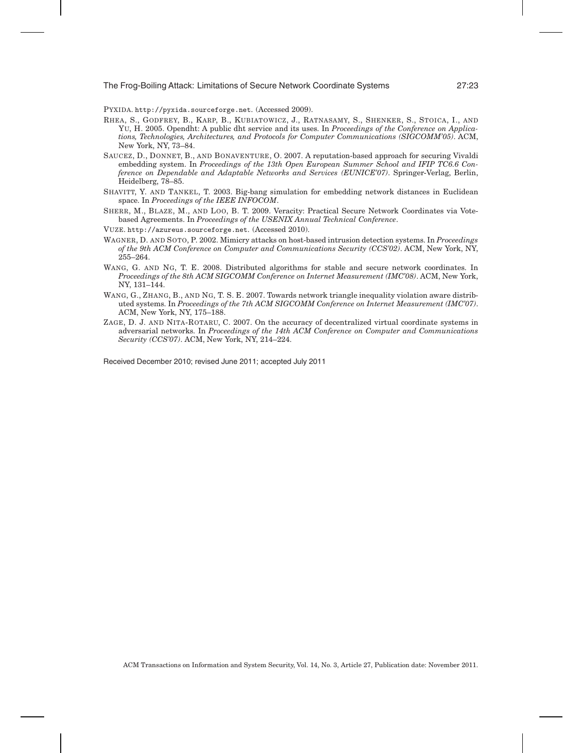PYXIDA. http://pyxida.sourceforge.net. (Accessed 2009).

RHEA, S., GODFREY, B., KARP, B., KUBIATOWICZ, J., RATNASAMY, S., SHENKER, S., STOICA, I., AND YU, H. 2005. Opendht: A public dht service and its uses. In *Proceedings of the Conference on Applications, Technologies, Architectures, and Protocols for Computer Communications (SIGCOMM'05)*. ACM, New York, NY, 73–84.

SAUCEZ, D., DONNET, B., AND BONAVENTURE, O. 2007. A reputation-based approach for securing Vivaldi embedding system. In *Proceedings of the 13th Open European Summer School and IFIP TC6.6 Conference on Dependable and Adaptable Networks and Services (EUNICE'07)*. Springer-Verlag, Berlin, Heidelberg, 78–85.

SHAVITT, Y. AND TANKEL, T. 2003. Big-bang simulation for embedding network distances in Euclidean space. In *Proceedings of the IEEE INFOCOM*.

SHERR, M., BLAZE, M., AND LOO, B. T. 2009. Veracity: Practical Secure Network Coordinates via Vote-based Agreements. In *Proceedings of the USENIX Annual Technical Conference*.

VUZE. http://azureus.sourceforge.net. (Accessed 2010).

WAGNER, D. AND SOTO, P. 2002. Mimicry attacks on host-based intrusion detection systems. In *Proceedings of the 9th ACM Conference on Computer and Communications Security (CCS'02)*. ACM, New York, NY, 255–264.

WANG, G. AND NG, T. E. 2008. Distributed algorithms for stable and secure network coordinates. In *Proceedings of the 8th ACM SIGCOMM Conference on Internet Measurement (IMC'08)*. ACM, New York, NY, 131–144.

WANG, G., ZHANG, B., AND NG, T. S. E. 2007. Towards network triangle inequality violation aware distributed systems. In *Proceedings of the 7th ACM SIGCOMM Conference on Internet Measurement (IMC'07)*. ACM, New York, NY, 175–188.

ZAGE, D. J. AND NITA-ROTARU, C. 2007. On the accuracy of decentralized virtual coordinate systems in adversarial networks. In *Proceedings of the 14th ACM Conference on Computer and Communications Security (CCS'07)*. ACM, New York, NY, 214–224.

Received December 2010; revised June 2011; accepted July 2011